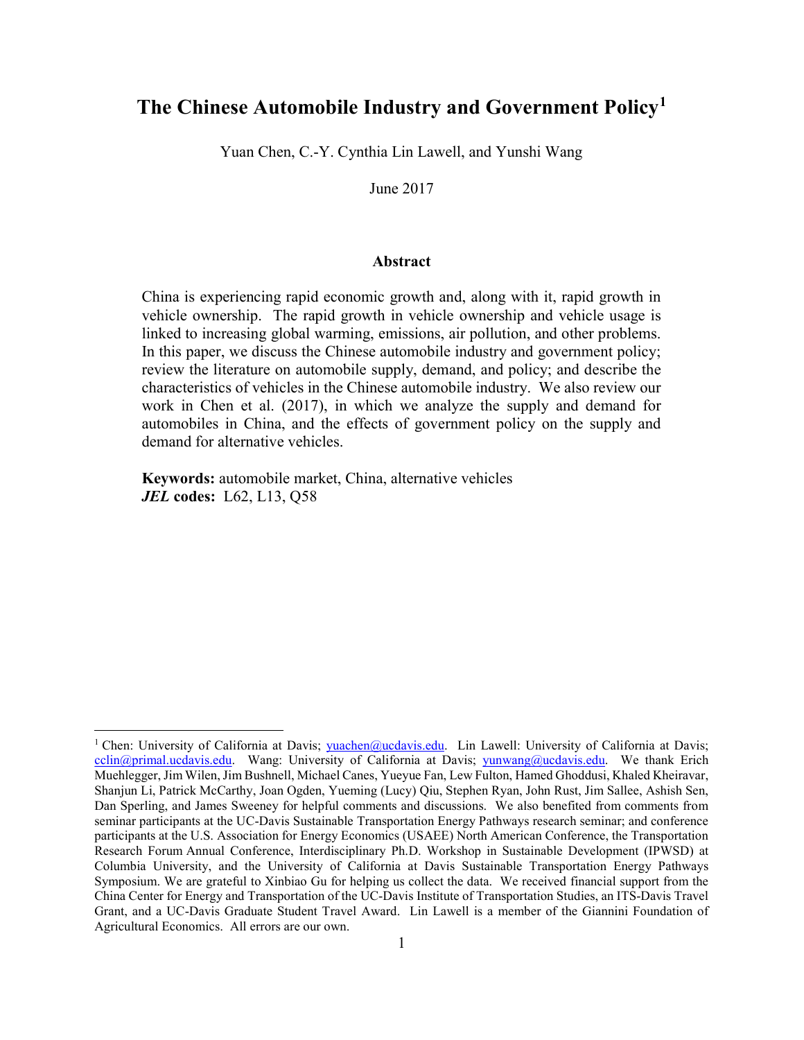# The Chinese Automobile Industry and Government Policy[1]

Yuan Chen, C.-Y. Cynthia Lin Lawell, and Yunshi Wang

June 2017

## Abstract

China is experiencing rapid economic growth and, along with it, rapid growth in vehicle ownership. The rapid growth in vehicle ownership and vehicle usage is linked to increasing global warming, emissions, air pollution, and other problems. In this paper, we discuss the Chinese automobile industry and government policy; review the literature on automobile supply, demand, and policy; and describe the characteristics of vehicles in the Chinese automobile industry. We also review our work in Chen et al. (2017), in which we analyze the supply and demand for automobiles in China, and the effects of government policy on the supply and demand for alternative vehicles.

**Keywords:** automobile market, China, alternative vehicles
***JEL* codes:** L62, L13, Q58

---

[1] Chen: University of California at Davis; yuachen@ucdavis.edu. Lin Lawell: University of California at Davis; cclin@primal.ucdavis.edu. Wang: University of California at Davis; yunwang@ucdavis.edu. We thank Erich Muehlegger, Jim Wilen, Jim Bushnell, Michael Canes, Yueyue Fan, Lew Fulton, Hamed Ghoddusi, Khaled Kheiravar, Shanjun Li, Patrick McCarthy, Joan Ogden, Yueming (Lucy) Qiu, Stephen Ryan, John Rust, Jim Sallee, Ashish Sen, Dan Sperling, and James Sweeney for helpful comments and discussions. We also benefited from comments from seminar participants at the UC-Davis Sustainable Transportation Energy Pathways research seminar; and conference participants at the U.S. Association for Energy Economics (USAEE) North American Conference, the Transportation Research Forum Annual Conference, Interdisciplinary Ph.D. Workshop in Sustainable Development (IPWSD) at Columbia University, and the University of California at Davis Sustainable Transportation Energy Pathways Symposium. We are grateful to Xinbiao Gu for helping us collect the data. We received financial support from the China Center for Energy and Transportation of the UC-Davis Institute of Transportation Studies, an ITS-Davis Travel Grant, and a UC-Davis Graduate Student Travel Award. Lin Lawell is a member of the Giannini Foundation of Agricultural Economics. All errors are our own.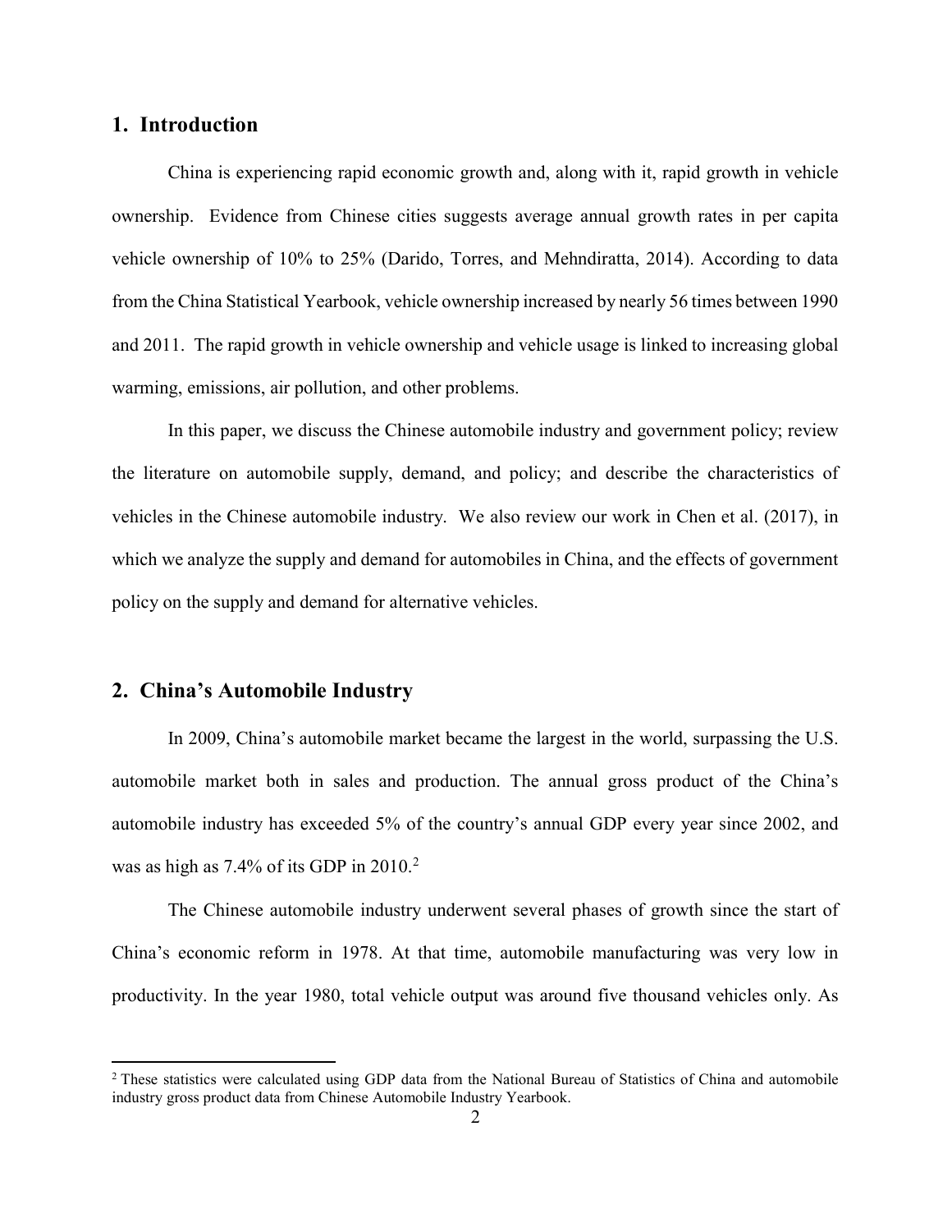## 1. Introduction

China is experiencing rapid economic growth and, along with it, rapid growth in vehicle ownership. Evidence from Chinese cities suggests average annual growth rates in per capita vehicle ownership of 10% to 25% (Darido, Torres, and Mehndiratta, 2014). According to data from the China Statistical Yearbook, vehicle ownership increased by nearly 56 times between 1990 and 2011. The rapid growth in vehicle ownership and vehicle usage is linked to increasing global warming, emissions, air pollution, and other problems.

In this paper, we discuss the Chinese automobile industry and government policy; review the literature on automobile supply, demand, and policy; and describe the characteristics of vehicles in the Chinese automobile industry. We also review our work in Chen et al. (2017), in which we analyze the supply and demand for automobiles in China, and the effects of government policy on the supply and demand for alternative vehicles.

## 2. China's Automobile Industry

In 2009, China's automobile market became the largest in the world, surpassing the U.S. automobile market both in sales and production. The annual gross product of the China's automobile industry has exceeded 5% of the country's annual GDP every year since 2002, and was as high as 7.4% of its GDP in 2010.[2]

The Chinese automobile industry underwent several phases of growth since the start of China's economic reform in 1978. At that time, automobile manufacturing was very low in productivity. In the year 1980, total vehicle output was around five thousand vehicles only. As

[2] These statistics were calculated using GDP data from the National Bureau of Statistics of China and automobile industry gross product data from Chinese Automobile Industry Yearbook.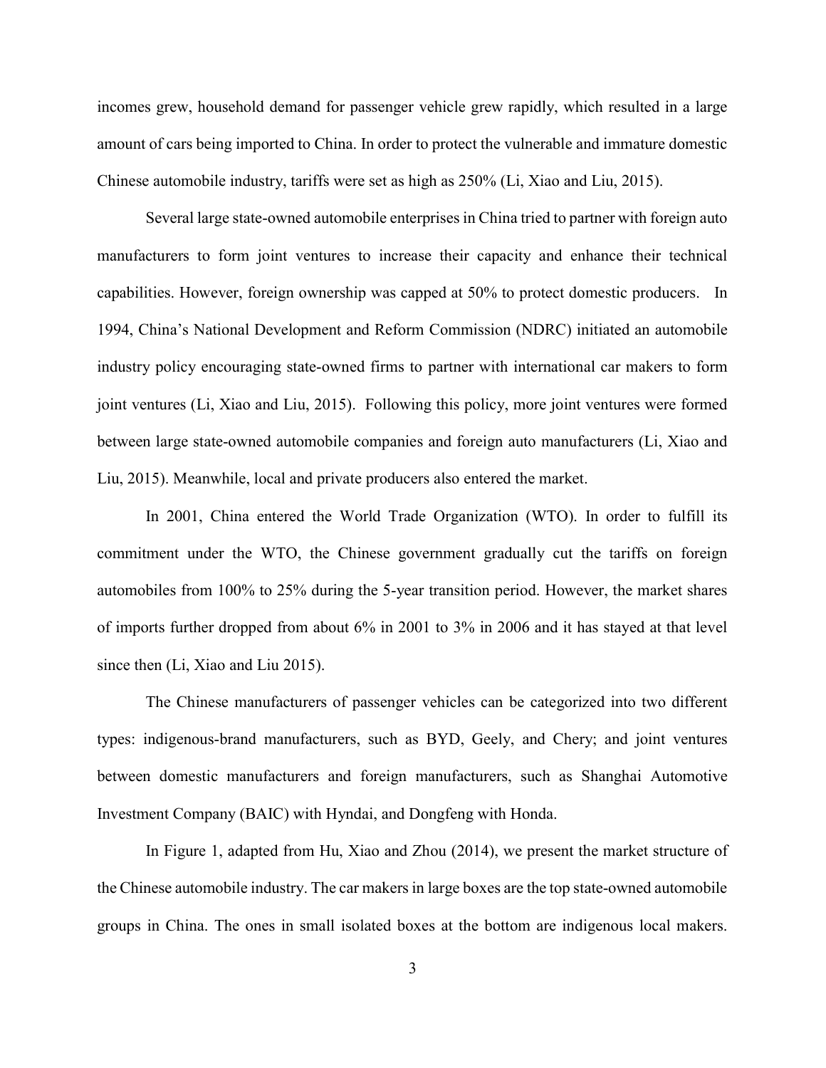incomes grew, household demand for passenger vehicle grew rapidly, which resulted in a large amount of cars being imported to China. In order to protect the vulnerable and immature domestic Chinese automobile industry, tariffs were set as high as 250% (Li, Xiao and Liu, 2015).

Several large state-owned automobile enterprises in China tried to partner with foreign auto manufacturers to form joint ventures to increase their capacity and enhance their technical capabilities. However, foreign ownership was capped at 50% to protect domestic producers. In 1994, China's National Development and Reform Commission (NDRC) initiated an automobile industry policy encouraging state-owned firms to partner with international car makers to form joint ventures (Li, Xiao and Liu, 2015). Following this policy, more joint ventures were formed between large state-owned automobile companies and foreign auto manufacturers (Li, Xiao and Liu, 2015). Meanwhile, local and private producers also entered the market.

In 2001, China entered the World Trade Organization (WTO). In order to fulfill its commitment under the WTO, the Chinese government gradually cut the tariffs on foreign automobiles from 100% to 25% during the 5-year transition period. However, the market shares of imports further dropped from about 6% in 2001 to 3% in 2006 and it has stayed at that level since then (Li, Xiao and Liu 2015).

The Chinese manufacturers of passenger vehicles can be categorized into two different types: indigenous-brand manufacturers, such as BYD, Geely, and Chery; and joint ventures between domestic manufacturers and foreign manufacturers, such as Shanghai Automotive Investment Company (BAIC) with Hyndai, and Dongfeng with Honda.

In Figure 1, adapted from Hu, Xiao and Zhou (2014), we present the market structure of the Chinese automobile industry. The car makers in large boxes are the top state-owned automobile groups in China. The ones in small isolated boxes at the bottom are indigenous local makers.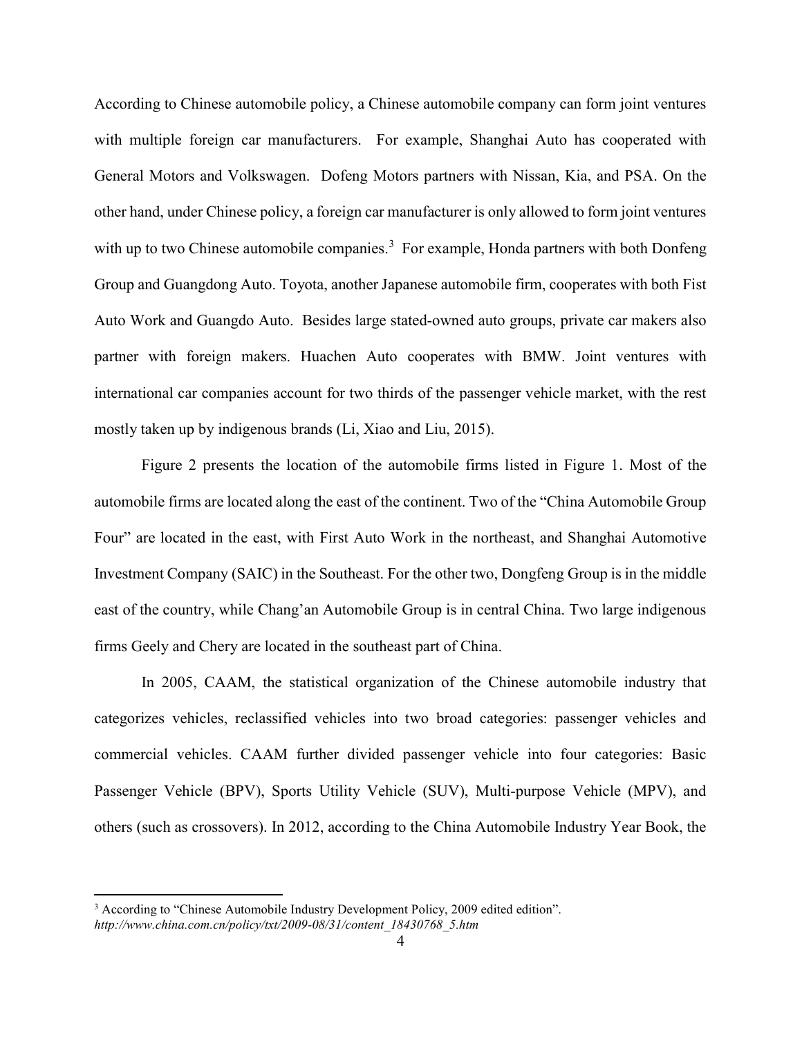According to Chinese automobile policy, a Chinese automobile company can form joint ventures with multiple foreign car manufacturers. For example, Shanghai Auto has cooperated with General Motors and Volkswagen. Dofeng Motors partners with Nissan, Kia, and PSA. On the other hand, under Chinese policy, a foreign car manufacturer is only allowed to form joint ventures with up to two Chinese automobile companies.[3] For example, Honda partners with both Donfeng Group and Guangdong Auto. Toyota, another Japanese automobile firm, cooperates with both Fist Auto Work and Guangdo Auto. Besides large stated-owned auto groups, private car makers also partner with foreign makers. Huachen Auto cooperates with BMW. Joint ventures with international car companies account for two thirds of the passenger vehicle market, with the rest mostly taken up by indigenous brands (Li, Xiao and Liu, 2015).

Figure 2 presents the location of the automobile firms listed in Figure 1. Most of the automobile firms are located along the east of the continent. Two of the "China Automobile Group Four" are located in the east, with First Auto Work in the northeast, and Shanghai Automotive Investment Company (SAIC) in the Southeast. For the other two, Dongfeng Group is in the middle east of the country, while Chang'an Automobile Group is in central China. Two large indigenous firms Geely and Chery are located in the southeast part of China.

In 2005, CAAM, the statistical organization of the Chinese automobile industry that categorizes vehicles, reclassified vehicles into two broad categories: passenger vehicles and commercial vehicles. CAAM further divided passenger vehicle into four categories: Basic Passenger Vehicle (BPV), Sports Utility Vehicle (SUV), Multi-purpose Vehicle (MPV), and others (such as crossovers). In 2012, according to the China Automobile Industry Year Book, the

---

[3] According to "Chinese Automobile Industry Development Policy, 2009 edited edition". *http://www.china.com.cn/policy/txt/2009-08/31/content_18430768_5.htm*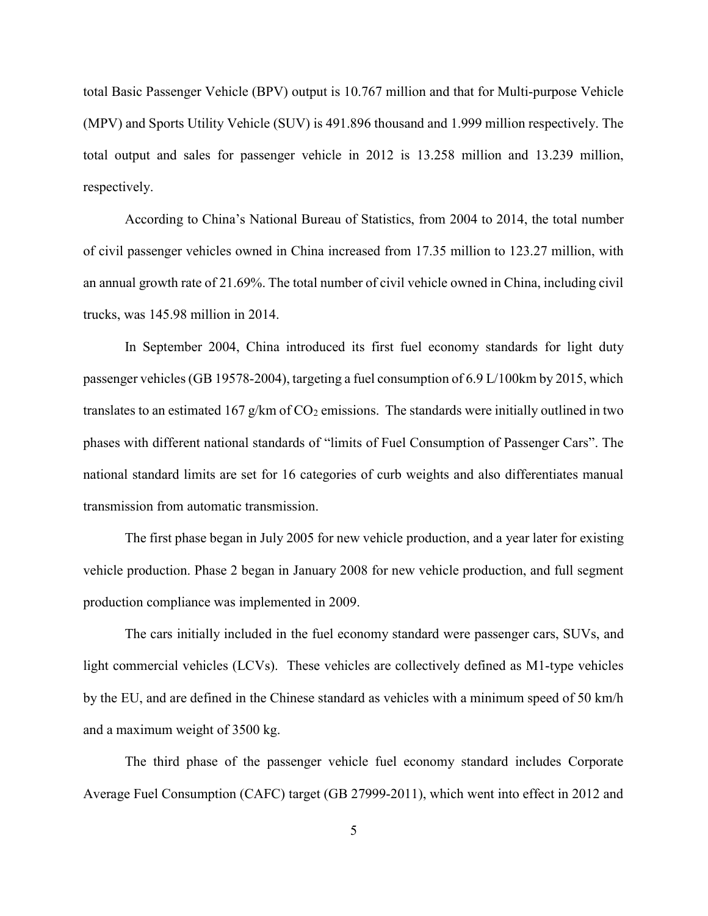total Basic Passenger Vehicle (BPV) output is 10.767 million and that for Multi-purpose Vehicle (MPV) and Sports Utility Vehicle (SUV) is 491.896 thousand and 1.999 million respectively. The total output and sales for passenger vehicle in 2012 is 13.258 million and 13.239 million, respectively.

According to China's National Bureau of Statistics, from 2004 to 2014, the total number of civil passenger vehicles owned in China increased from 17.35 million to 123.27 million, with an annual growth rate of 21.69%. The total number of civil vehicle owned in China, including civil trucks, was 145.98 million in 2014.

In September 2004, China introduced its first fuel economy standards for light duty passenger vehicles (GB 19578-2004), targeting a fuel consumption of 6.9 L/100km by 2015, which translates to an estimated 167 g/km of $CO_2$ emissions. The standards were initially outlined in two phases with different national standards of "limits of Fuel Consumption of Passenger Cars". The national standard limits are set for 16 categories of curb weights and also differentiates manual transmission from automatic transmission.

The first phase began in July 2005 for new vehicle production, and a year later for existing vehicle production. Phase 2 began in January 2008 for new vehicle production, and full segment production compliance was implemented in 2009.

The cars initially included in the fuel economy standard were passenger cars, SUVs, and light commercial vehicles (LCVs). These vehicles are collectively defined as M1-type vehicles by the EU, and are defined in the Chinese standard as vehicles with a minimum speed of 50 km/h and a maximum weight of 3500 kg.

The third phase of the passenger vehicle fuel economy standard includes Corporate Average Fuel Consumption (CAFC) target (GB 27999-2011), which went into effect in 2012 and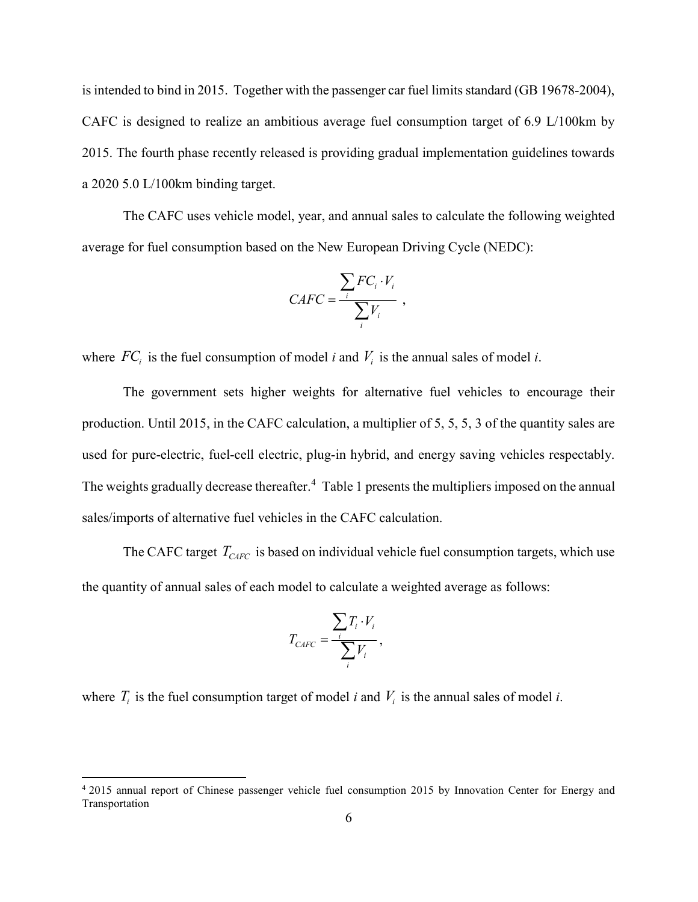is intended to bind in 2015. Together with the passenger car fuel limits standard (GB 19678-2004), CAFC is designed to realize an ambitious average fuel consumption target of 6.9 L/100km by 2015. The fourth phase recently released is providing gradual implementation guidelines towards a 2020 5.0 L/100km binding target.

The CAFC uses vehicle model, year, and annual sales to calculate the following weighted average for fuel consumption based on the New European Driving Cycle (NEDC):

$$CAFC = \frac{\sum_i FC_i \cdot V_i}{\sum_i V_i} \ ,$$

where $FC_i$ is the fuel consumption of model *i* and $V_i$ is the annual sales of model *i*.

The government sets higher weights for alternative fuel vehicles to encourage their production. Until 2015, in the CAFC calculation, a multiplier of 5, 5, 5, 3 of the quantity sales are used for pure-electric, fuel-cell electric, plug-in hybrid, and energy saving vehicles respectably. The weights gradually decrease thereafter.[4] Table 1 presents the multipliers imposed on the annual sales/imports of alternative fuel vehicles in the CAFC calculation.

The CAFC target $T_{CAFC}$ is based on individual vehicle fuel consumption targets, which use the quantity of annual sales of each model to calculate a weighted average as follows:

$$T_{CAFC} = \frac{\sum_i T_i \cdot V_i}{\sum_i V_i},$$

where $T_i$ is the fuel consumption target of model *i* and $V_i$ is the annual sales of model *i*.

[4] 2015 annual report of Chinese passenger vehicle fuel consumption 2015 by Innovation Center for Energy and Transportation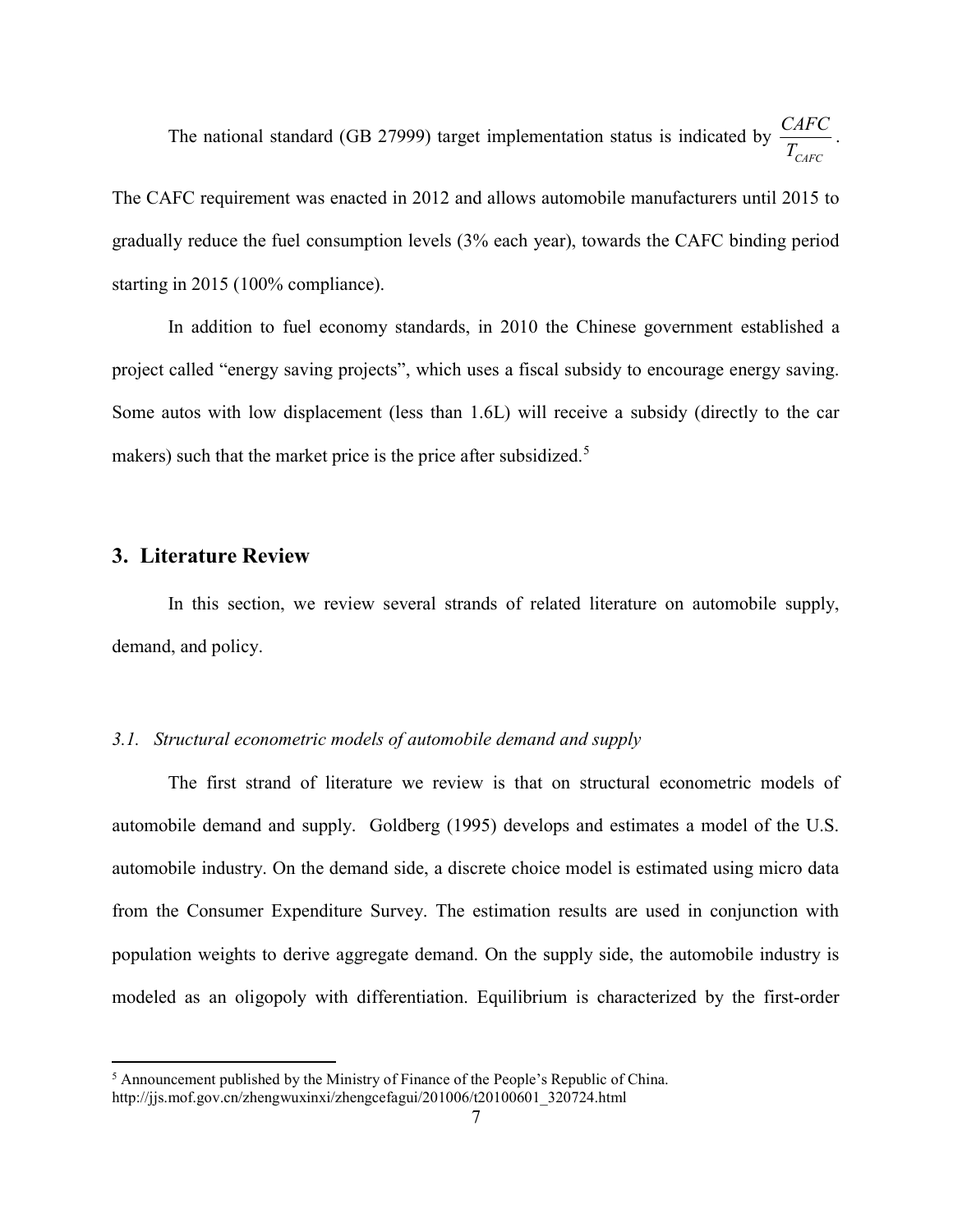The national standard (GB 27999) target implementation status is indicated by $\frac{CAFC}{T_{CAFC}}$. The CAFC requirement was enacted in 2012 and allows automobile manufacturers until 2015 to gradually reduce the fuel consumption levels (3% each year), towards the CAFC binding period starting in 2015 (100% compliance).

In addition to fuel economy standards, in 2010 the Chinese government established a project called "energy saving projects", which uses a fiscal subsidy to encourage energy saving. Some autos with low displacement (less than 1.6L) will receive a subsidy (directly to the car makers) such that the market price is the price after subsidized.[5]

## 3. Literature Review

In this section, we review several strands of related literature on automobile supply, demand, and policy.

### *3.1. Structural econometric models of automobile demand and supply*

The first strand of literature we review is that on structural econometric models of automobile demand and supply. Goldberg (1995) develops and estimates a model of the U.S. automobile industry. On the demand side, a discrete choice model is estimated using micro data from the Consumer Expenditure Survey. The estimation results are used in conjunction with population weights to derive aggregate demand. On the supply side, the automobile industry is modeled as an oligopoly with differentiation. Equilibrium is characterized by the first-order

[5] Announcement published by the Ministry of Finance of the People's Republic of China. http://jjs.mof.gov.cn/zhengwuxinxi/zhengcefagui/201006/t20100601_320724.html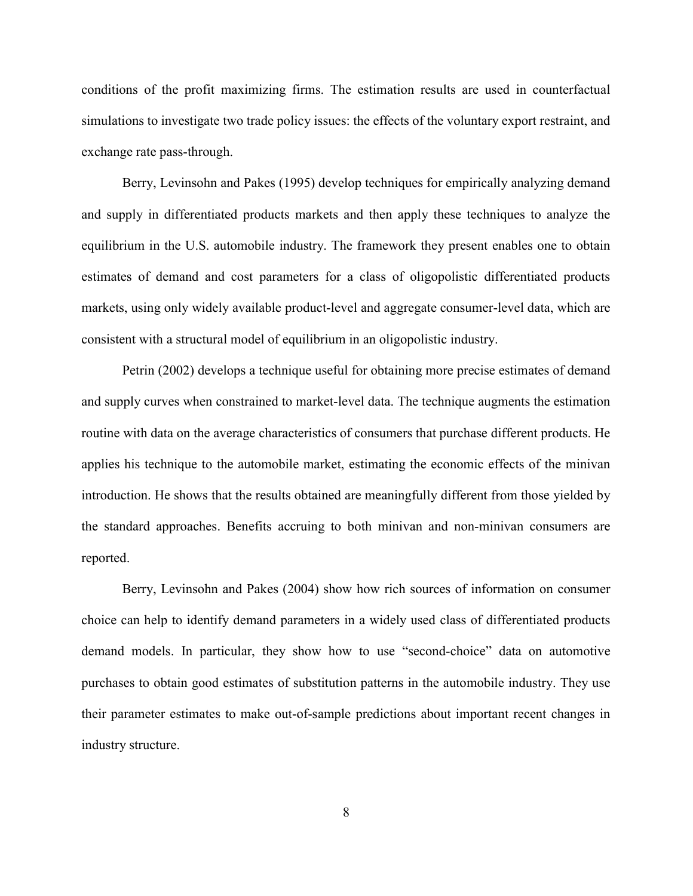conditions of the profit maximizing firms. The estimation results are used in counterfactual simulations to investigate two trade policy issues: the effects of the voluntary export restraint, and exchange rate pass-through.

Berry, Levinsohn and Pakes (1995) develop techniques for empirically analyzing demand and supply in differentiated products markets and then apply these techniques to analyze the equilibrium in the U.S. automobile industry. The framework they present enables one to obtain estimates of demand and cost parameters for a class of oligopolistic differentiated products markets, using only widely available product-level and aggregate consumer-level data, which are consistent with a structural model of equilibrium in an oligopolistic industry.

Petrin (2002) develops a technique useful for obtaining more precise estimates of demand and supply curves when constrained to market-level data. The technique augments the estimation routine with data on the average characteristics of consumers that purchase different products. He applies his technique to the automobile market, estimating the economic effects of the minivan introduction. He shows that the results obtained are meaningfully different from those yielded by the standard approaches. Benefits accruing to both minivan and non-minivan consumers are reported.

Berry, Levinsohn and Pakes (2004) show how rich sources of information on consumer choice can help to identify demand parameters in a widely used class of differentiated products demand models. In particular, they show how to use "second-choice" data on automotive purchases to obtain good estimates of substitution patterns in the automobile industry. They use their parameter estimates to make out-of-sample predictions about important recent changes in industry structure.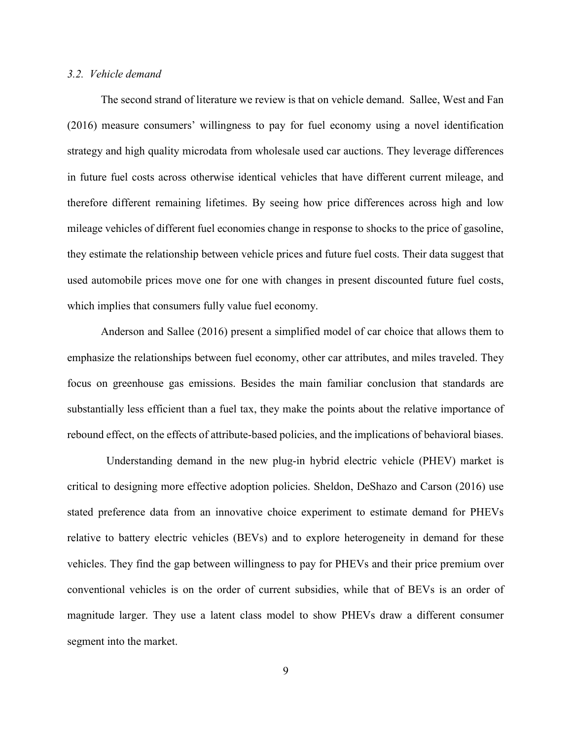*3.2. Vehicle demand*

The second strand of literature we review is that on vehicle demand. Sallee, West and Fan (2016) measure consumers' willingness to pay for fuel economy using a novel identification strategy and high quality microdata from wholesale used car auctions. They leverage differences in future fuel costs across otherwise identical vehicles that have different current mileage, and therefore different remaining lifetimes. By seeing how price differences across high and low mileage vehicles of different fuel economies change in response to shocks to the price of gasoline, they estimate the relationship between vehicle prices and future fuel costs. Their data suggest that used automobile prices move one for one with changes in present discounted future fuel costs, which implies that consumers fully value fuel economy.

Anderson and Sallee (2016) present a simplified model of car choice that allows them to emphasize the relationships between fuel economy, other car attributes, and miles traveled. They focus on greenhouse gas emissions. Besides the main familiar conclusion that standards are substantially less efficient than a fuel tax, they make the points about the relative importance of rebound effect, on the effects of attribute-based policies, and the implications of behavioral biases.

Understanding demand in the new plug-in hybrid electric vehicle (PHEV) market is critical to designing more effective adoption policies. Sheldon, DeShazo and Carson (2016) use stated preference data from an innovative choice experiment to estimate demand for PHEVs relative to battery electric vehicles (BEVs) and to explore heterogeneity in demand for these vehicles. They find the gap between willingness to pay for PHEVs and their price premium over conventional vehicles is on the order of current subsidies, while that of BEVs is an order of magnitude larger. They use a latent class model to show PHEVs draw a different consumer segment into the market.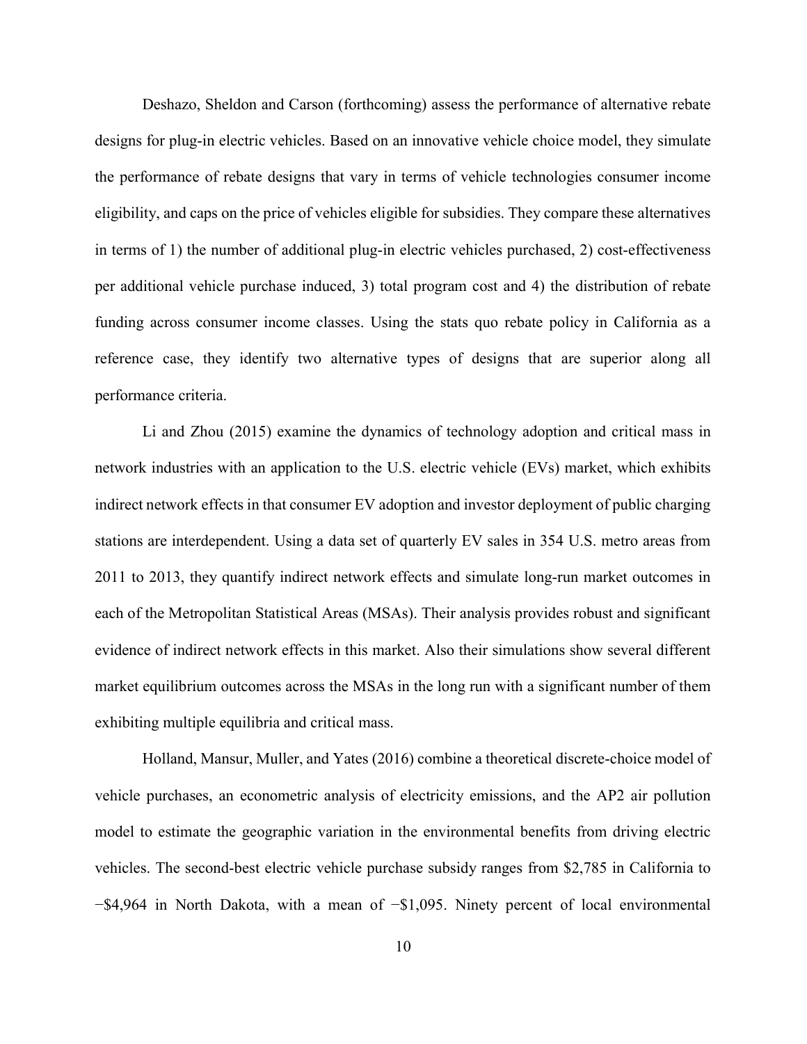Deshazo, Sheldon and Carson (forthcoming) assess the performance of alternative rebate designs for plug-in electric vehicles. Based on an innovative vehicle choice model, they simulate the performance of rebate designs that vary in terms of vehicle technologies consumer income eligibility, and caps on the price of vehicles eligible for subsidies. They compare these alternatives in terms of 1) the number of additional plug-in electric vehicles purchased, 2) cost-effectiveness per additional vehicle purchase induced, 3) total program cost and 4) the distribution of rebate funding across consumer income classes. Using the stats quo rebate policy in California as a reference case, they identify two alternative types of designs that are superior along all performance criteria.

Li and Zhou (2015) examine the dynamics of technology adoption and critical mass in network industries with an application to the U.S. electric vehicle (EVs) market, which exhibits indirect network effects in that consumer EV adoption and investor deployment of public charging stations are interdependent. Using a data set of quarterly EV sales in 354 U.S. metro areas from 2011 to 2013, they quantify indirect network effects and simulate long-run market outcomes in each of the Metropolitan Statistical Areas (MSAs). Their analysis provides robust and significant evidence of indirect network effects in this market. Also their simulations show several different market equilibrium outcomes across the MSAs in the long run with a significant number of them exhibiting multiple equilibria and critical mass.

Holland, Mansur, Muller, and Yates (2016) combine a theoretical discrete-choice model of vehicle purchases, an econometric analysis of electricity emissions, and the AP2 air pollution model to estimate the geographic variation in the environmental benefits from driving electric vehicles. The second-best electric vehicle purchase subsidy ranges from \$2,785 in California to −\$4,964 in North Dakota, with a mean of −\$1,095. Ninety percent of local environmental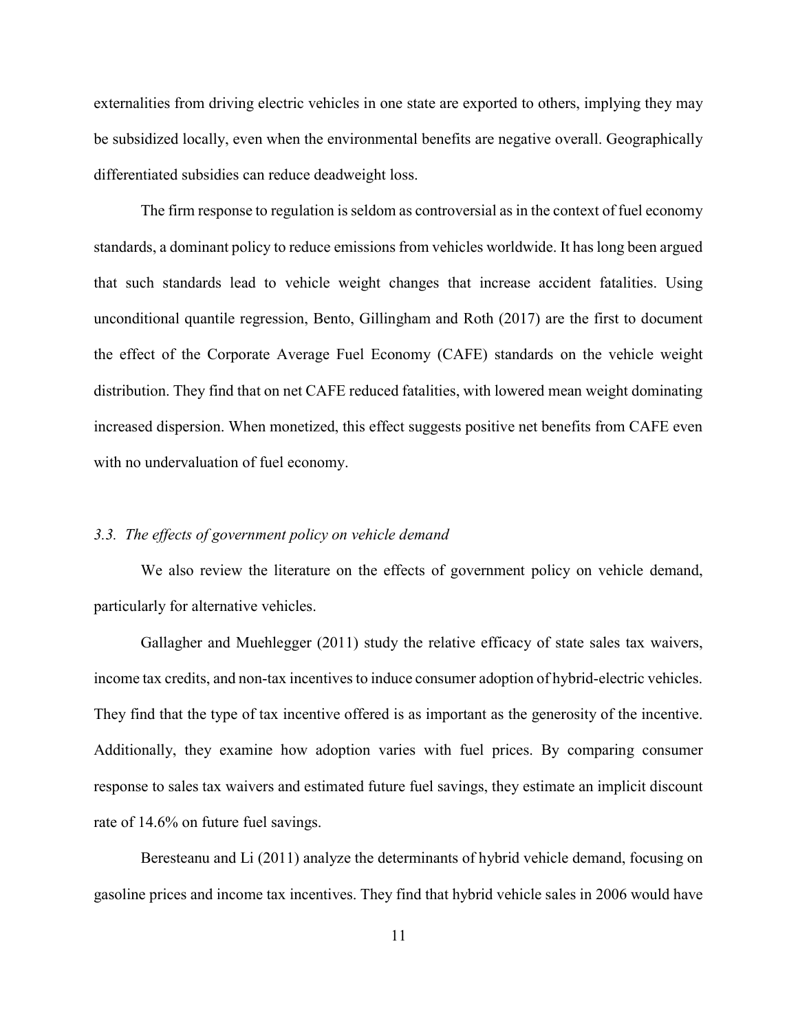externalities from driving electric vehicles in one state are exported to others, implying they may be subsidized locally, even when the environmental benefits are negative overall. Geographically differentiated subsidies can reduce deadweight loss.

The firm response to regulation is seldom as controversial as in the context of fuel economy standards, a dominant policy to reduce emissions from vehicles worldwide. It has long been argued that such standards lead to vehicle weight changes that increase accident fatalities. Using unconditional quantile regression, Bento, Gillingham and Roth (2017) are the first to document the effect of the Corporate Average Fuel Economy (CAFE) standards on the vehicle weight distribution. They find that on net CAFE reduced fatalities, with lowered mean weight dominating increased dispersion. When monetized, this effect suggests positive net benefits from CAFE even with no undervaluation of fuel economy.

### *3.3. The effects of government policy on vehicle demand*

We also review the literature on the effects of government policy on vehicle demand, particularly for alternative vehicles.

Gallagher and Muehlegger (2011) study the relative efficacy of state sales tax waivers, income tax credits, and non-tax incentives to induce consumer adoption of hybrid-electric vehicles. They find that the type of tax incentive offered is as important as the generosity of the incentive. Additionally, they examine how adoption varies with fuel prices. By comparing consumer response to sales tax waivers and estimated future fuel savings, they estimate an implicit discount rate of 14.6% on future fuel savings.

Beresteanu and Li (2011) analyze the determinants of hybrid vehicle demand, focusing on gasoline prices and income tax incentives. They find that hybrid vehicle sales in 2006 would have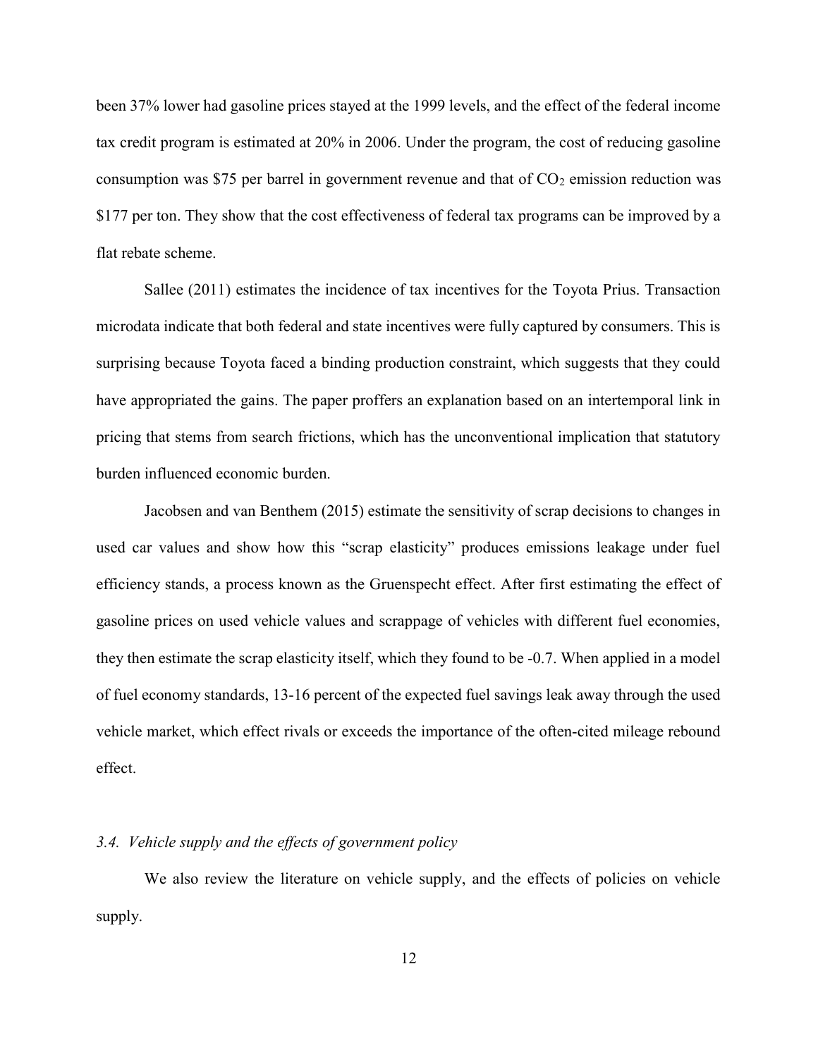been 37% lower had gasoline prices stayed at the 1999 levels, and the effect of the federal income tax credit program is estimated at 20% in 2006. Under the program, the cost of reducing gasoline consumption was \$75 per barrel in government revenue and that of $CO_2$ emission reduction was \$177 per ton. They show that the cost effectiveness of federal tax programs can be improved by a flat rebate scheme.

Sallee (2011) estimates the incidence of tax incentives for the Toyota Prius. Transaction microdata indicate that both federal and state incentives were fully captured by consumers. This is surprising because Toyota faced a binding production constraint, which suggests that they could have appropriated the gains. The paper proffers an explanation based on an intertemporal link in pricing that stems from search frictions, which has the unconventional implication that statutory burden influenced economic burden.

Jacobsen and van Benthem (2015) estimate the sensitivity of scrap decisions to changes in used car values and show how this "scrap elasticity" produces emissions leakage under fuel efficiency stands, a process known as the Gruenspecht effect. After first estimating the effect of gasoline prices on used vehicle values and scrappage of vehicles with different fuel economies, they then estimate the scrap elasticity itself, which they found to be -0.7. When applied in a model of fuel economy standards, 13-16 percent of the expected fuel savings leak away through the used vehicle market, which effect rivals or exceeds the importance of the often-cited mileage rebound effect.

### *3.4. Vehicle supply and the effects of government policy*

We also review the literature on vehicle supply, and the effects of policies on vehicle supply.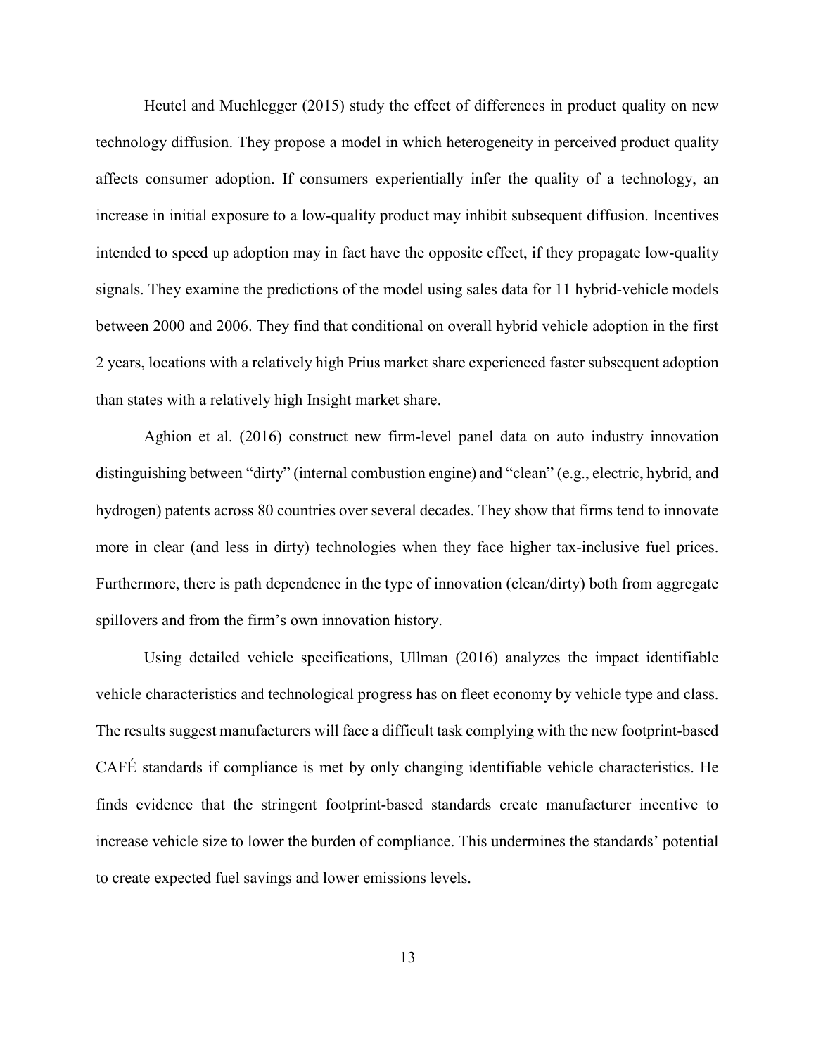Heutel and Muehlegger (2015) study the effect of differences in product quality on new technology diffusion. They propose a model in which heterogeneity in perceived product quality affects consumer adoption. If consumers experientially infer the quality of a technology, an increase in initial exposure to a low-quality product may inhibit subsequent diffusion. Incentives intended to speed up adoption may in fact have the opposite effect, if they propagate low-quality signals. They examine the predictions of the model using sales data for 11 hybrid-vehicle models between 2000 and 2006. They find that conditional on overall hybrid vehicle adoption in the first 2 years, locations with a relatively high Prius market share experienced faster subsequent adoption than states with a relatively high Insight market share.

Aghion et al. (2016) construct new firm-level panel data on auto industry innovation distinguishing between "dirty" (internal combustion engine) and "clean" (e.g., electric, hybrid, and hydrogen) patents across 80 countries over several decades. They show that firms tend to innovate more in clear (and less in dirty) technologies when they face higher tax-inclusive fuel prices. Furthermore, there is path dependence in the type of innovation (clean/dirty) both from aggregate spillovers and from the firm's own innovation history.

Using detailed vehicle specifications, Ullman (2016) analyzes the impact identifiable vehicle characteristics and technological progress has on fleet economy by vehicle type and class. The results suggest manufacturers will face a difficult task complying with the new footprint-based CAFÉ standards if compliance is met by only changing identifiable vehicle characteristics. He finds evidence that the stringent footprint-based standards create manufacturer incentive to increase vehicle size to lower the burden of compliance. This undermines the standards' potential to create expected fuel savings and lower emissions levels.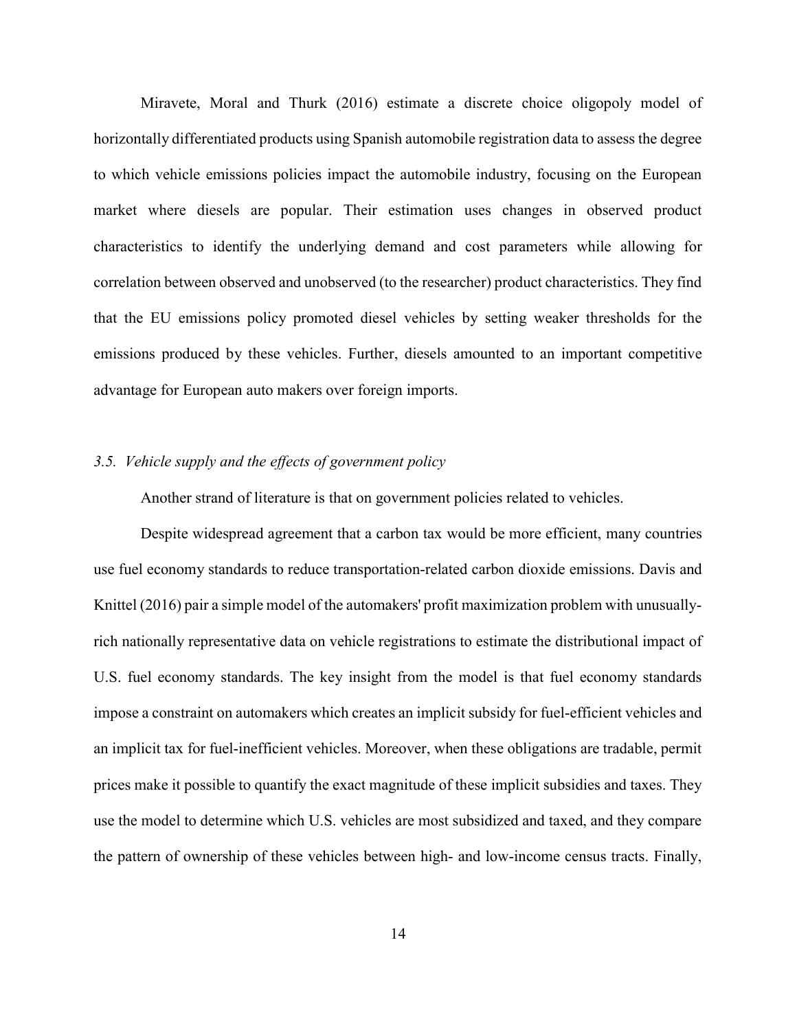Miravete, Moral and Thurk (2016) estimate a discrete choice oligopoly model of horizontally differentiated products using Spanish automobile registration data to assess the degree to which vehicle emissions policies impact the automobile industry, focusing on the European market where diesels are popular. Their estimation uses changes in observed product characteristics to identify the underlying demand and cost parameters while allowing for correlation between observed and unobserved (to the researcher) product characteristics. They find that the EU emissions policy promoted diesel vehicles by setting weaker thresholds for the emissions produced by these vehicles. Further, diesels amounted to an important competitive advantage for European auto makers over foreign imports.

### *3.5. Vehicle supply and the effects of government policy*

Another strand of literature is that on government policies related to vehicles.

Despite widespread agreement that a carbon tax would be more efficient, many countries use fuel economy standards to reduce transportation-related carbon dioxide emissions. Davis and Knittel (2016) pair a simple model of the automakers' profit maximization problem with unusually-rich nationally representative data on vehicle registrations to estimate the distributional impact of U.S. fuel economy standards. The key insight from the model is that fuel economy standards impose a constraint on automakers which creates an implicit subsidy for fuel-efficient vehicles and an implicit tax for fuel-inefficient vehicles. Moreover, when these obligations are tradable, permit prices make it possible to quantify the exact magnitude of these implicit subsidies and taxes. They use the model to determine which U.S. vehicles are most subsidized and taxed, and they compare the pattern of ownership of these vehicles between high- and low-income census tracts. Finally,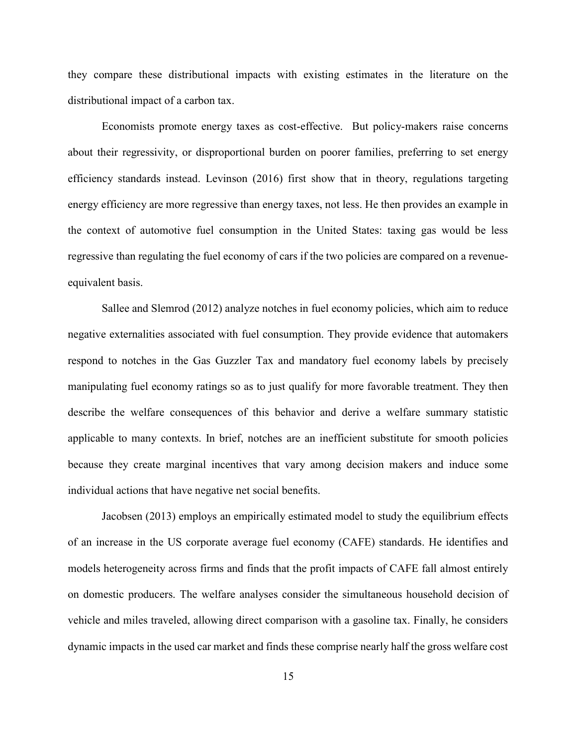they compare these distributional impacts with existing estimates in the literature on the distributional impact of a carbon tax.

Economists promote energy taxes as cost-effective. But policy-makers raise concerns about their regressivity, or disproportional burden on poorer families, preferring to set energy efficiency standards instead. Levinson (2016) first show that in theory, regulations targeting energy efficiency are more regressive than energy taxes, not less. He then provides an example in the context of automotive fuel consumption in the United States: taxing gas would be less regressive than regulating the fuel economy of cars if the two policies are compared on a revenue-equivalent basis.

Sallee and Slemrod (2012) analyze notches in fuel economy policies, which aim to reduce negative externalities associated with fuel consumption. They provide evidence that automakers respond to notches in the Gas Guzzler Tax and mandatory fuel economy labels by precisely manipulating fuel economy ratings so as to just qualify for more favorable treatment. They then describe the welfare consequences of this behavior and derive a welfare summary statistic applicable to many contexts. In brief, notches are an inefficient substitute for smooth policies because they create marginal incentives that vary among decision makers and induce some individual actions that have negative net social benefits.

Jacobsen (2013) employs an empirically estimated model to study the equilibrium effects of an increase in the US corporate average fuel economy (CAFE) standards. He identifies and models heterogeneity across firms and finds that the profit impacts of CAFE fall almost entirely on domestic producers. The welfare analyses consider the simultaneous household decision of vehicle and miles traveled, allowing direct comparison with a gasoline tax. Finally, he considers dynamic impacts in the used car market and finds these comprise nearly half the gross welfare cost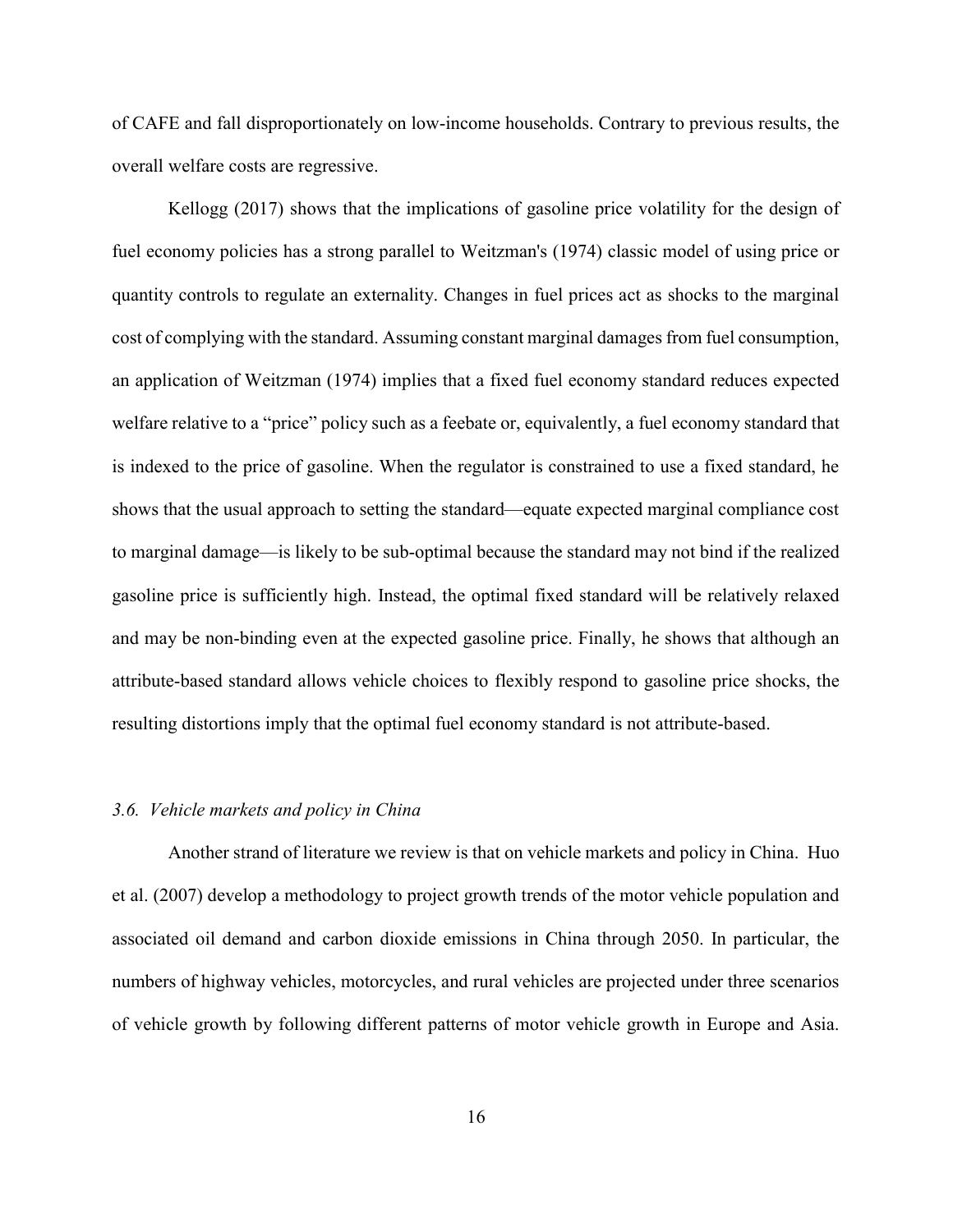of CAFE and fall disproportionately on low-income households. Contrary to previous results, the overall welfare costs are regressive.

Kellogg (2017) shows that the implications of gasoline price volatility for the design of fuel economy policies has a strong parallel to Weitzman's (1974) classic model of using price or quantity controls to regulate an externality. Changes in fuel prices act as shocks to the marginal cost of complying with the standard. Assuming constant marginal damages from fuel consumption, an application of Weitzman (1974) implies that a fixed fuel economy standard reduces expected welfare relative to a "price" policy such as a feebate or, equivalently, a fuel economy standard that is indexed to the price of gasoline. When the regulator is constrained to use a fixed standard, he shows that the usual approach to setting the standard—equate expected marginal compliance cost to marginal damage—is likely to be sub-optimal because the standard may not bind if the realized gasoline price is sufficiently high. Instead, the optimal fixed standard will be relatively relaxed and may be non-binding even at the expected gasoline price. Finally, he shows that although an attribute-based standard allows vehicle choices to flexibly respond to gasoline price shocks, the resulting distortions imply that the optimal fuel economy standard is not attribute-based.

### *3.6. Vehicle markets and policy in China*

Another strand of literature we review is that on vehicle markets and policy in China. Huo et al. (2007) develop a methodology to project growth trends of the motor vehicle population and associated oil demand and carbon dioxide emissions in China through 2050. In particular, the numbers of highway vehicles, motorcycles, and rural vehicles are projected under three scenarios of vehicle growth by following different patterns of motor vehicle growth in Europe and Asia.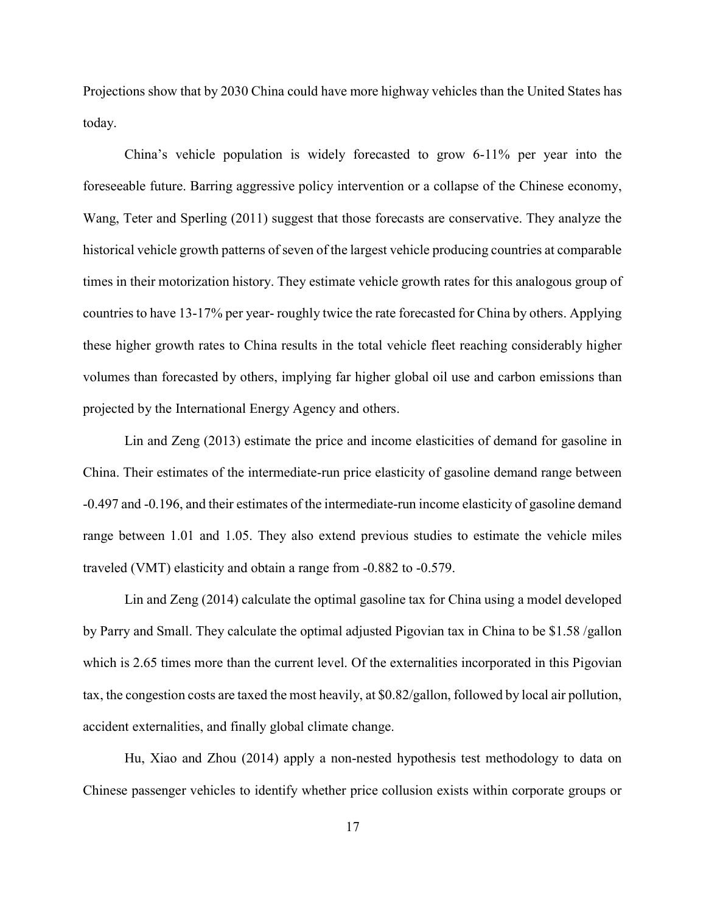Projections show that by 2030 China could have more highway vehicles than the United States has today.

China's vehicle population is widely forecasted to grow 6-11% per year into the foreseeable future. Barring aggressive policy intervention or a collapse of the Chinese economy, Wang, Teter and Sperling (2011) suggest that those forecasts are conservative. They analyze the historical vehicle growth patterns of seven of the largest vehicle producing countries at comparable times in their motorization history. They estimate vehicle growth rates for this analogous group of countries to have 13-17% per year- roughly twice the rate forecasted for China by others. Applying these higher growth rates to China results in the total vehicle fleet reaching considerably higher volumes than forecasted by others, implying far higher global oil use and carbon emissions than projected by the International Energy Agency and others.

Lin and Zeng (2013) estimate the price and income elasticities of demand for gasoline in China. Their estimates of the intermediate-run price elasticity of gasoline demand range between -0.497 and -0.196, and their estimates of the intermediate-run income elasticity of gasoline demand range between 1.01 and 1.05. They also extend previous studies to estimate the vehicle miles traveled (VMT) elasticity and obtain a range from -0.882 to -0.579.

Lin and Zeng (2014) calculate the optimal gasoline tax for China using a model developed by Parry and Small. They calculate the optimal adjusted Pigovian tax in China to be $1.58 /gallon which is 2.65 times more than the current level. Of the externalities incorporated in this Pigovian tax, the congestion costs are taxed the most heavily, at $0.82/gallon, followed by local air pollution, accident externalities, and finally global climate change.

Hu, Xiao and Zhou (2014) apply a non-nested hypothesis test methodology to data on Chinese passenger vehicles to identify whether price collusion exists within corporate groups or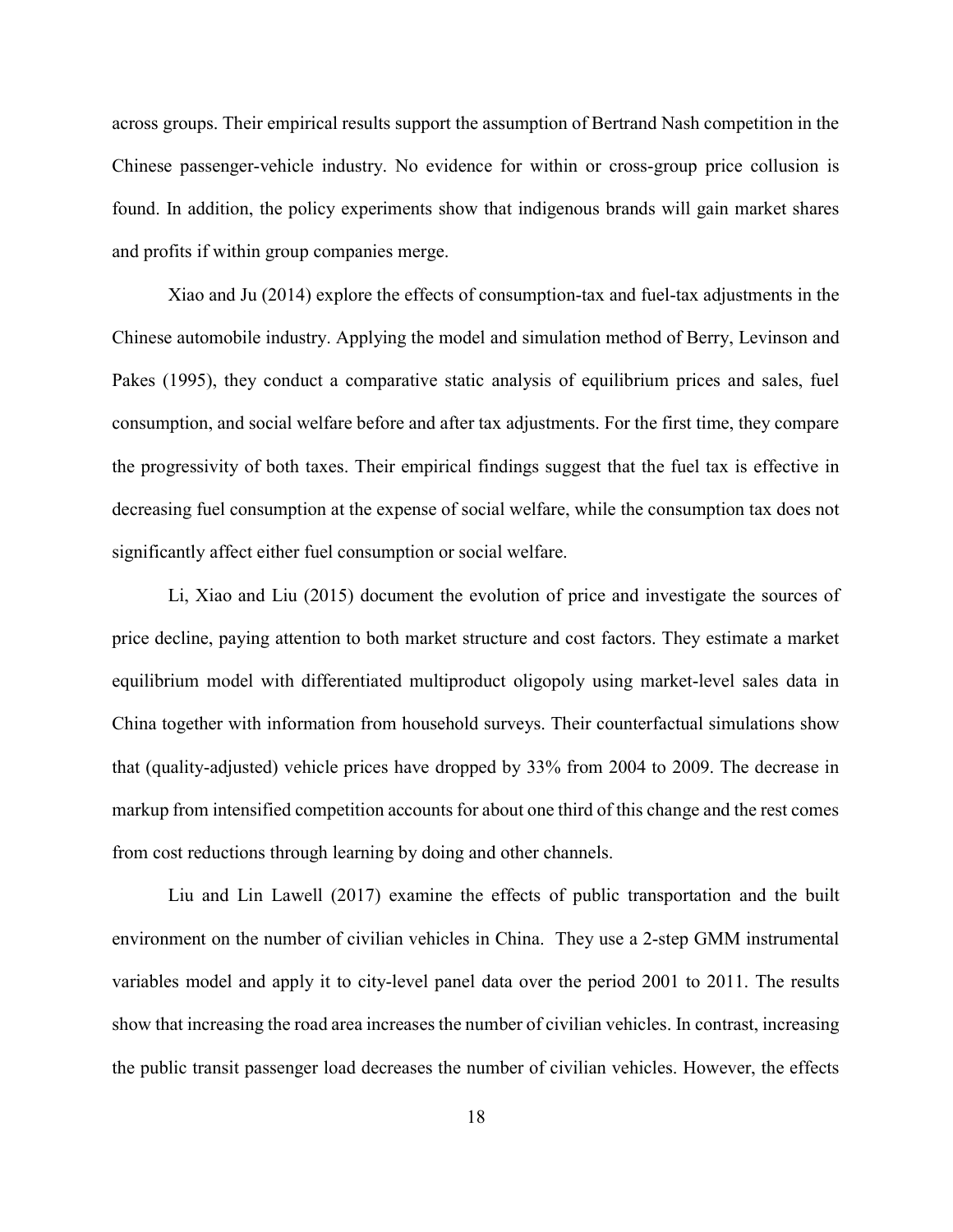across groups. Their empirical results support the assumption of Bertrand Nash competition in the Chinese passenger-vehicle industry. No evidence for within or cross-group price collusion is found. In addition, the policy experiments show that indigenous brands will gain market shares and profits if within group companies merge.

Xiao and Ju (2014) explore the effects of consumption-tax and fuel-tax adjustments in the Chinese automobile industry. Applying the model and simulation method of Berry, Levinson and Pakes (1995), they conduct a comparative static analysis of equilibrium prices and sales, fuel consumption, and social welfare before and after tax adjustments. For the first time, they compare the progressivity of both taxes. Their empirical findings suggest that the fuel tax is effective in decreasing fuel consumption at the expense of social welfare, while the consumption tax does not significantly affect either fuel consumption or social welfare.

Li, Xiao and Liu (2015) document the evolution of price and investigate the sources of price decline, paying attention to both market structure and cost factors. They estimate a market equilibrium model with differentiated multiproduct oligopoly using market-level sales data in China together with information from household surveys. Their counterfactual simulations show that (quality-adjusted) vehicle prices have dropped by 33% from 2004 to 2009. The decrease in markup from intensified competition accounts for about one third of this change and the rest comes from cost reductions through learning by doing and other channels.

Liu and Lin Lawell (2017) examine the effects of public transportation and the built environment on the number of civilian vehicles in China. They use a 2-step GMM instrumental variables model and apply it to city-level panel data over the period 2001 to 2011. The results show that increasing the road area increases the number of civilian vehicles. In contrast, increasing the public transit passenger load decreases the number of civilian vehicles. However, the effects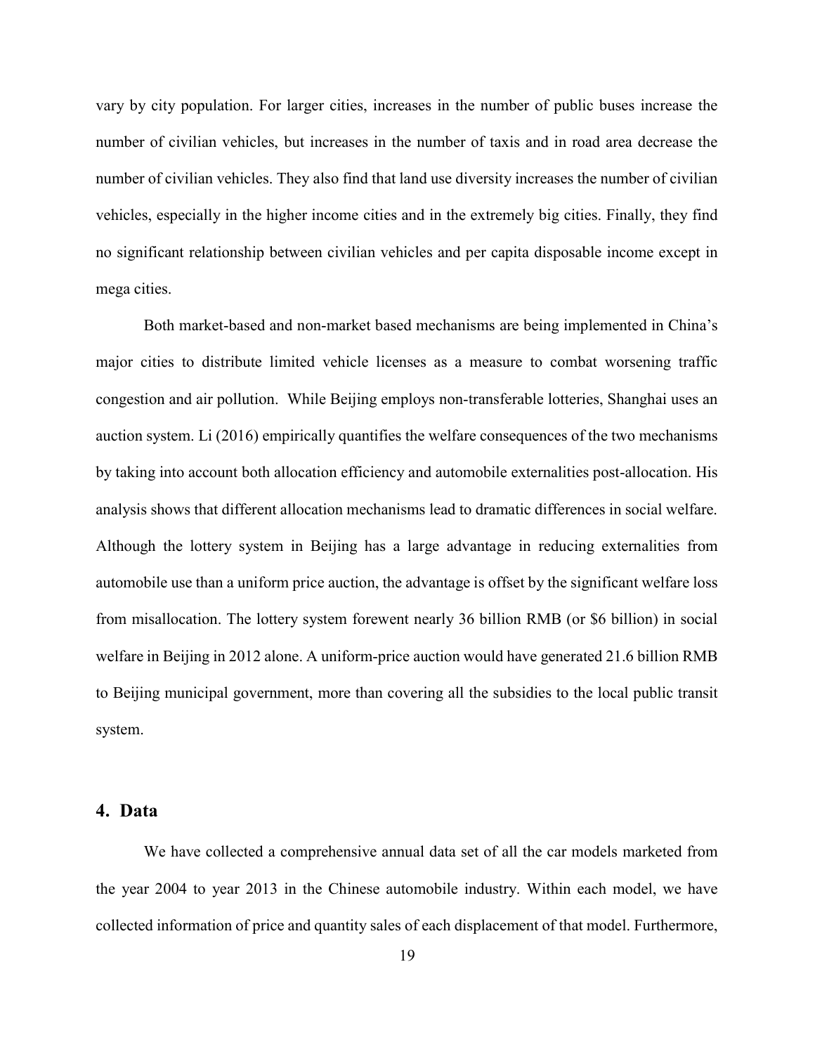vary by city population. For larger cities, increases in the number of public buses increase the number of civilian vehicles, but increases in the number of taxis and in road area decrease the number of civilian vehicles. They also find that land use diversity increases the number of civilian vehicles, especially in the higher income cities and in the extremely big cities. Finally, they find no significant relationship between civilian vehicles and per capita disposable income except in mega cities.

Both market-based and non-market based mechanisms are being implemented in China's major cities to distribute limited vehicle licenses as a measure to combat worsening traffic congestion and air pollution. While Beijing employs non-transferable lotteries, Shanghai uses an auction system. Li (2016) empirically quantifies the welfare consequences of the two mechanisms by taking into account both allocation efficiency and automobile externalities post-allocation. His analysis shows that different allocation mechanisms lead to dramatic differences in social welfare. Although the lottery system in Beijing has a large advantage in reducing externalities from automobile use than a uniform price auction, the advantage is offset by the significant welfare loss from misallocation. The lottery system forewent nearly 36 billion RMB (or $6 billion) in social welfare in Beijing in 2012 alone. A uniform-price auction would have generated 21.6 billion RMB to Beijing municipal government, more than covering all the subsidies to the local public transit system.

## 4. Data

We have collected a comprehensive annual data set of all the car models marketed from the year 2004 to year 2013 in the Chinese automobile industry. Within each model, we have collected information of price and quantity sales of each displacement of that model. Furthermore,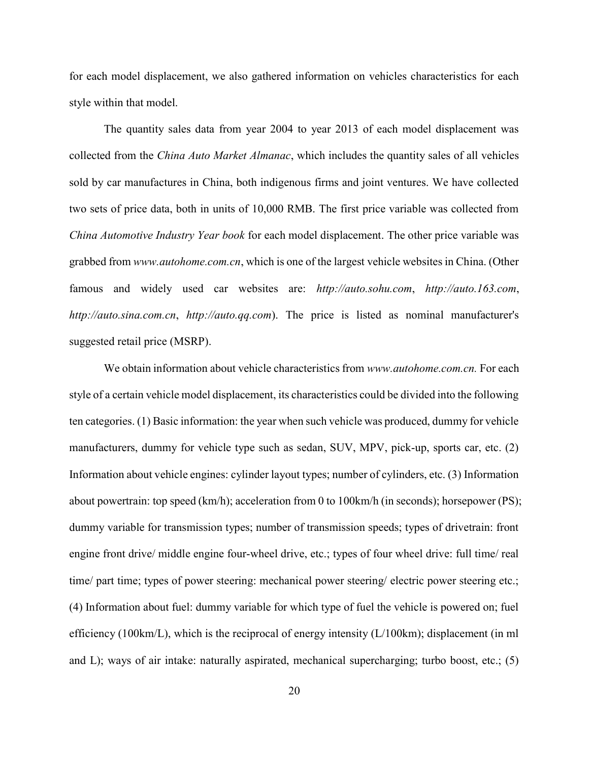for each model displacement, we also gathered information on vehicles characteristics for each style within that model.

The quantity sales data from year 2004 to year 2013 of each model displacement was collected from the *China Auto Market Almanac*, which includes the quantity sales of all vehicles sold by car manufactures in China, both indigenous firms and joint ventures. We have collected two sets of price data, both in units of 10,000 RMB. The first price variable was collected from *China Automotive Industry Year book* for each model displacement. The other price variable was grabbed from *www.autohome.com.cn*, which is one of the largest vehicle websites in China. (Other famous and widely used car websites are: *http://auto.sohu.com*, *http://auto.163.com*, *http://auto.sina.com.cn*, *http://auto.qq.com*). The price is listed as nominal manufacturer's suggested retail price (MSRP).

We obtain information about vehicle characteristics from *www.autohome.com.cn.* For each style of a certain vehicle model displacement, its characteristics could be divided into the following ten categories. (1) Basic information: the year when such vehicle was produced, dummy for vehicle manufacturers, dummy for vehicle type such as sedan, SUV, MPV, pick-up, sports car, etc. (2) Information about vehicle engines: cylinder layout types; number of cylinders, etc. (3) Information about powertrain: top speed (km/h); acceleration from 0 to 100km/h (in seconds); horsepower (PS); dummy variable for transmission types; number of transmission speeds; types of drivetrain: front engine front drive/ middle engine four-wheel drive, etc.; types of four wheel drive: full time/ real time/ part time; types of power steering: mechanical power steering/ electric power steering etc.; (4) Information about fuel: dummy variable for which type of fuel the vehicle is powered on; fuel efficiency (100km/L), which is the reciprocal of energy intensity (L/100km); displacement (in ml and L); ways of air intake: naturally aspirated, mechanical supercharging; turbo boost, etc.; (5)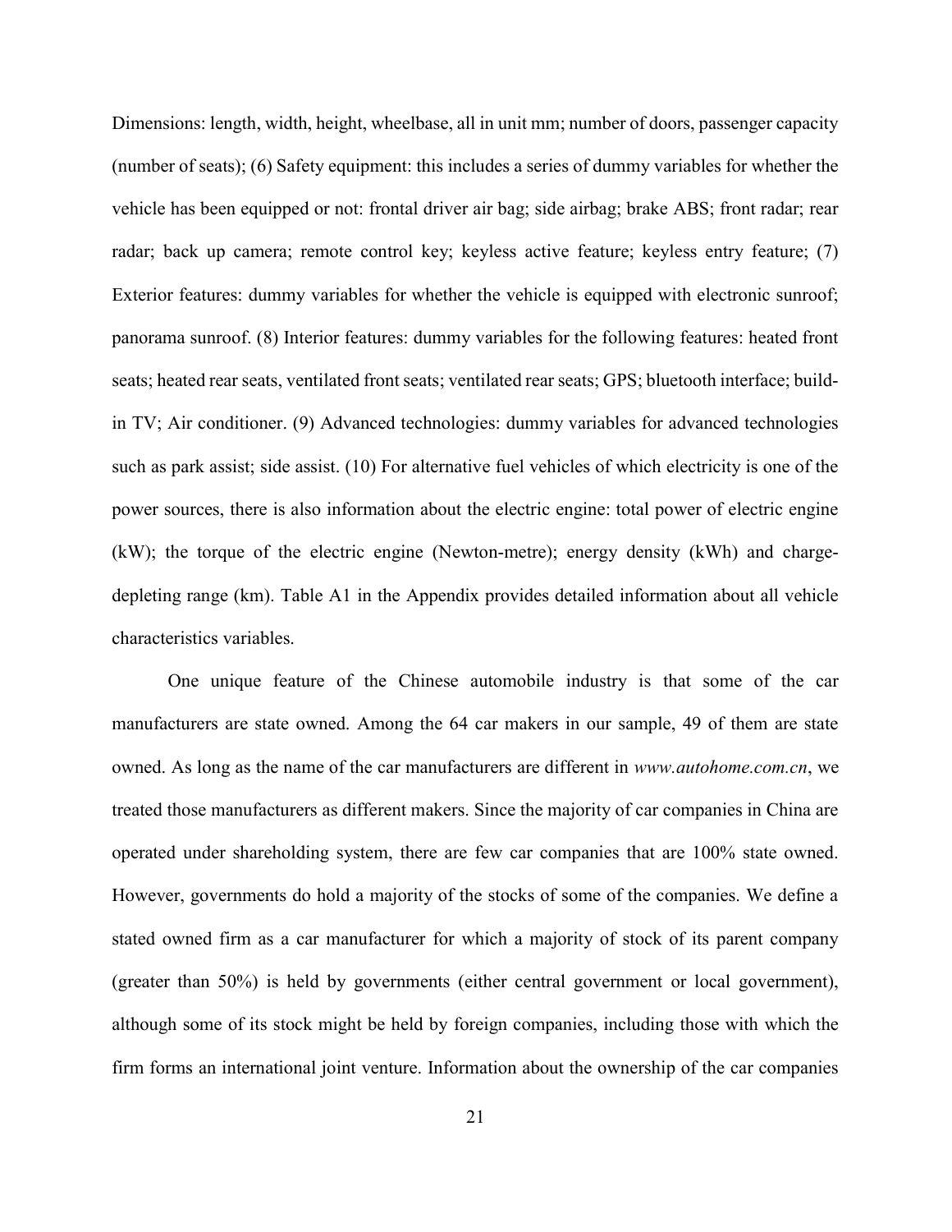Dimensions: length, width, height, wheelbase, all in unit mm; number of doors, passenger capacity (number of seats); (6) Safety equipment: this includes a series of dummy variables for whether the vehicle has been equipped or not: frontal driver air bag; side airbag; brake ABS; front radar; rear radar; back up camera; remote control key; keyless active feature; keyless entry feature; (7) Exterior features: dummy variables for whether the vehicle is equipped with electronic sunroof; panorama sunroof. (8) Interior features: dummy variables for the following features: heated front seats; heated rear seats, ventilated front seats; ventilated rear seats; GPS; bluetooth interface; build-in TV; Air conditioner. (9) Advanced technologies: dummy variables for advanced technologies such as park assist; side assist. (10) For alternative fuel vehicles of which electricity is one of the power sources, there is also information about the electric engine: total power of electric engine (kW); the torque of the electric engine (Newton-metre); energy density (kWh) and charge-depleting range (km). Table A1 in the Appendix provides detailed information about all vehicle characteristics variables.

One unique feature of the Chinese automobile industry is that some of the car manufacturers are state owned. Among the 64 car makers in our sample, 49 of them are state owned. As long as the name of the car manufacturers are different in *www.autohome.com.cn*, we treated those manufacturers as different makers. Since the majority of car companies in China are operated under shareholding system, there are few car companies that are 100% state owned. However, governments do hold a majority of the stocks of some of the companies. We define a stated owned firm as a car manufacturer for which a majority of stock of its parent company (greater than 50%) is held by governments (either central government or local government), although some of its stock might be held by foreign companies, including those with which the firm forms an international joint venture. Information about the ownership of the car companies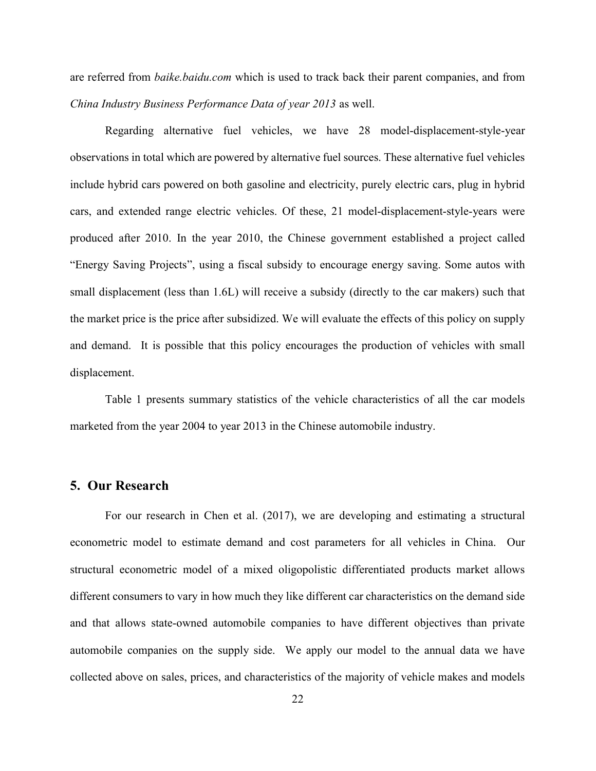are referred from *baike.baidu.com* which is used to track back their parent companies, and from *China Industry Business Performance Data of year 2013* as well.

Regarding alternative fuel vehicles, we have 28 model-displacement-style-year observations in total which are powered by alternative fuel sources. These alternative fuel vehicles include hybrid cars powered on both gasoline and electricity, purely electric cars, plug in hybrid cars, and extended range electric vehicles. Of these, 21 model-displacement-style-years were produced after 2010. In the year 2010, the Chinese government established a project called "Energy Saving Projects", using a fiscal subsidy to encourage energy saving. Some autos with small displacement (less than 1.6L) will receive a subsidy (directly to the car makers) such that the market price is the price after subsidized. We will evaluate the effects of this policy on supply and demand. It is possible that this policy encourages the production of vehicles with small displacement.

Table 1 presents summary statistics of the vehicle characteristics of all the car models marketed from the year 2004 to year 2013 in the Chinese automobile industry.

## 5. Our Research

For our research in Chen et al. (2017), we are developing and estimating a structural econometric model to estimate demand and cost parameters for all vehicles in China. Our structural econometric model of a mixed oligopolistic differentiated products market allows different consumers to vary in how much they like different car characteristics on the demand side and that allows state-owned automobile companies to have different objectives than private automobile companies on the supply side. We apply our model to the annual data we have collected above on sales, prices, and characteristics of the majority of vehicle makes and models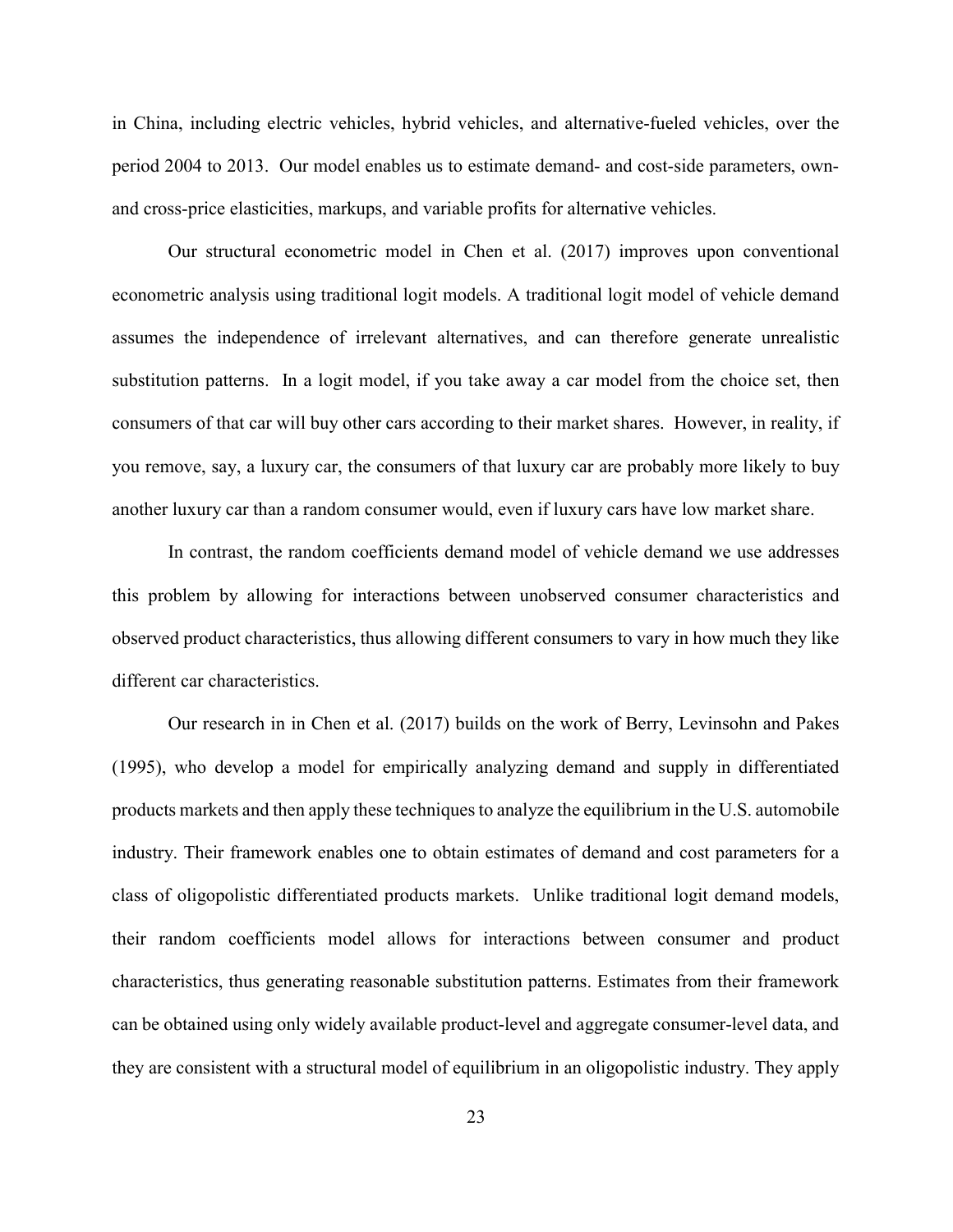in China, including electric vehicles, hybrid vehicles, and alternative-fueled vehicles, over the period 2004 to 2013. Our model enables us to estimate demand- and cost-side parameters, own- and cross-price elasticities, markups, and variable profits for alternative vehicles.

Our structural econometric model in Chen et al. (2017) improves upon conventional econometric analysis using traditional logit models. A traditional logit model of vehicle demand assumes the independence of irrelevant alternatives, and can therefore generate unrealistic substitution patterns. In a logit model, if you take away a car model from the choice set, then consumers of that car will buy other cars according to their market shares. However, in reality, if you remove, say, a luxury car, the consumers of that luxury car are probably more likely to buy another luxury car than a random consumer would, even if luxury cars have low market share.

In contrast, the random coefficients demand model of vehicle demand we use addresses this problem by allowing for interactions between unobserved consumer characteristics and observed product characteristics, thus allowing different consumers to vary in how much they like different car characteristics.

Our research in in Chen et al. (2017) builds on the work of Berry, Levinsohn and Pakes (1995), who develop a model for empirically analyzing demand and supply in differentiated products markets and then apply these techniques to analyze the equilibrium in the U.S. automobile industry. Their framework enables one to obtain estimates of demand and cost parameters for a class of oligopolistic differentiated products markets. Unlike traditional logit demand models, their random coefficients model allows for interactions between consumer and product characteristics, thus generating reasonable substitution patterns. Estimates from their framework can be obtained using only widely available product-level and aggregate consumer-level data, and they are consistent with a structural model of equilibrium in an oligopolistic industry. They apply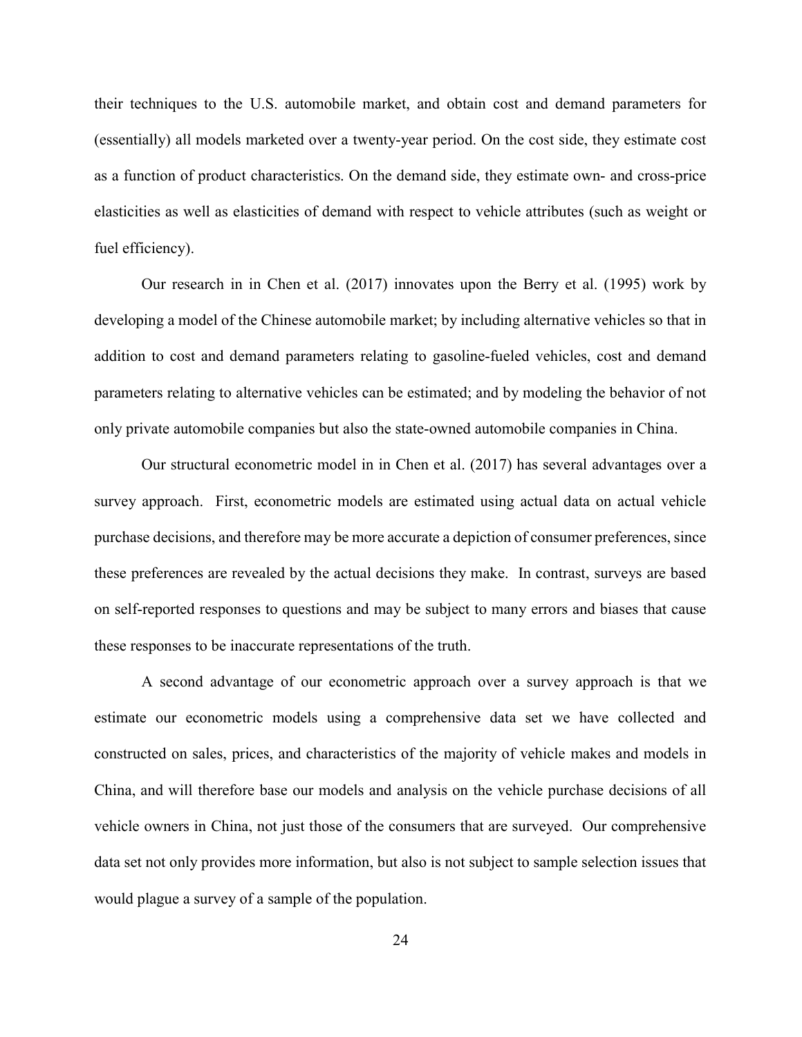their techniques to the U.S. automobile market, and obtain cost and demand parameters for (essentially) all models marketed over a twenty-year period. On the cost side, they estimate cost as a function of product characteristics. On the demand side, they estimate own- and cross-price elasticities as well as elasticities of demand with respect to vehicle attributes (such as weight or fuel efficiency).

Our research in in Chen et al. (2017) innovates upon the Berry et al. (1995) work by developing a model of the Chinese automobile market; by including alternative vehicles so that in addition to cost and demand parameters relating to gasoline-fueled vehicles, cost and demand parameters relating to alternative vehicles can be estimated; and by modeling the behavior of not only private automobile companies but also the state-owned automobile companies in China.

Our structural econometric model in in Chen et al. (2017) has several advantages over a survey approach. First, econometric models are estimated using actual data on actual vehicle purchase decisions, and therefore may be more accurate a depiction of consumer preferences, since these preferences are revealed by the actual decisions they make. In contrast, surveys are based on self-reported responses to questions and may be subject to many errors and biases that cause these responses to be inaccurate representations of the truth.

A second advantage of our econometric approach over a survey approach is that we estimate our econometric models using a comprehensive data set we have collected and constructed on sales, prices, and characteristics of the majority of vehicle makes and models in China, and will therefore base our models and analysis on the vehicle purchase decisions of all vehicle owners in China, not just those of the consumers that are surveyed. Our comprehensive data set not only provides more information, but also is not subject to sample selection issues that would plague a survey of a sample of the population.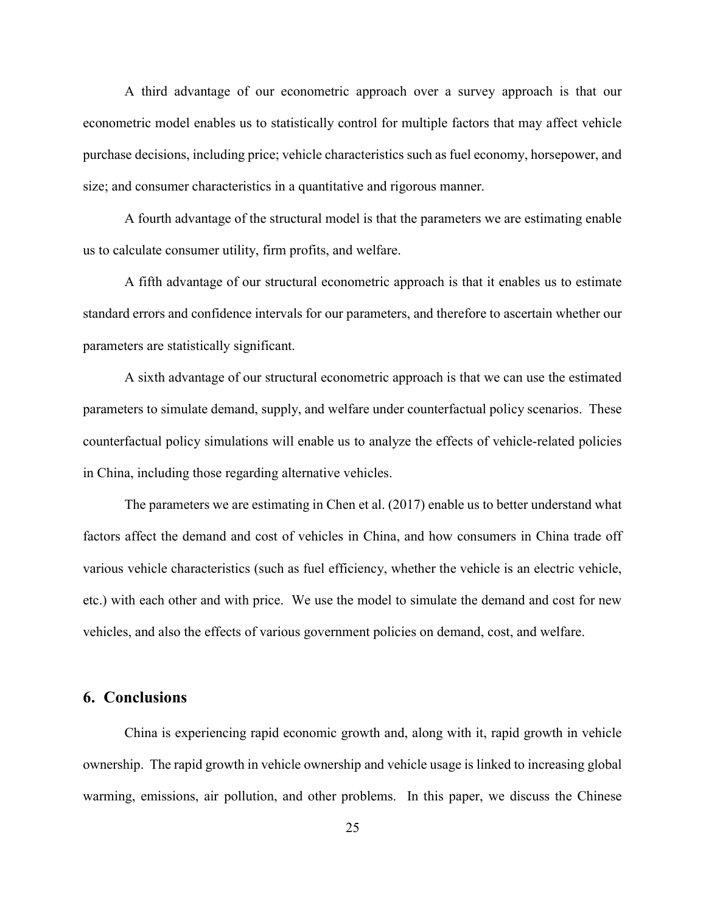A third advantage of our econometric approach over a survey approach is that our econometric model enables us to statistically control for multiple factors that may affect vehicle purchase decisions, including price; vehicle characteristics such as fuel economy, horsepower, and size; and consumer characteristics in a quantitative and rigorous manner.

A fourth advantage of the structural model is that the parameters we are estimating enable us to calculate consumer utility, firm profits, and welfare.

A fifth advantage of our structural econometric approach is that it enables us to estimate standard errors and confidence intervals for our parameters, and therefore to ascertain whether our parameters are statistically significant.

A sixth advantage of our structural econometric approach is that we can use the estimated parameters to simulate demand, supply, and welfare under counterfactual policy scenarios. These counterfactual policy simulations will enable us to analyze the effects of vehicle-related policies in China, including those regarding alternative vehicles.

The parameters we are estimating in Chen et al. (2017) enable us to better understand what factors affect the demand and cost of vehicles in China, and how consumers in China trade off various vehicle characteristics (such as fuel efficiency, whether the vehicle is an electric vehicle, etc.) with each other and with price. We use the model to simulate the demand and cost for new vehicles, and also the effects of various government policies on demand, cost, and welfare.

## 6. Conclusions

China is experiencing rapid economic growth and, along with it, rapid growth in vehicle ownership. The rapid growth in vehicle ownership and vehicle usage is linked to increasing global warming, emissions, air pollution, and other problems. In this paper, we discuss the Chinese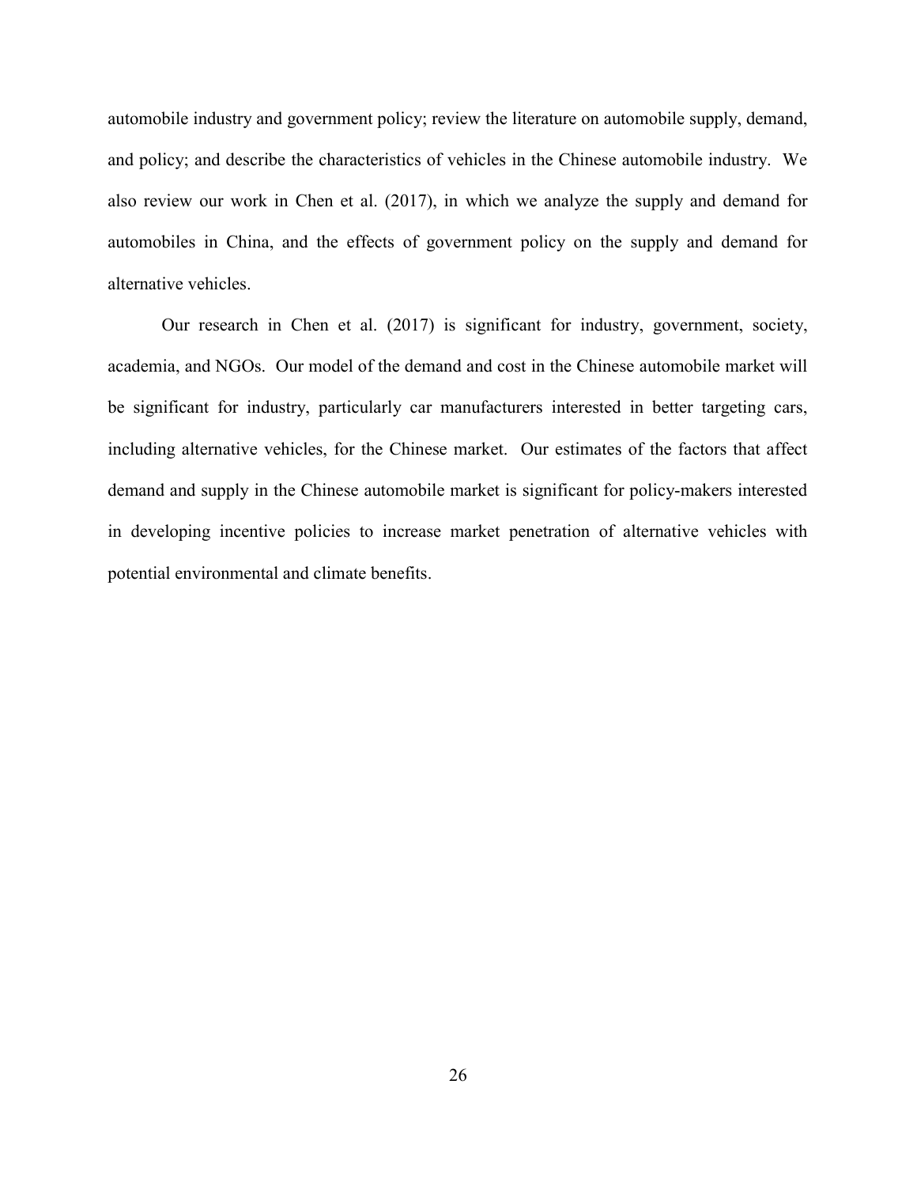automobile industry and government policy; review the literature on automobile supply, demand, and policy; and describe the characteristics of vehicles in the Chinese automobile industry. We also review our work in Chen et al. (2017), in which we analyze the supply and demand for automobiles in China, and the effects of government policy on the supply and demand for alternative vehicles.

Our research in Chen et al. (2017) is significant for industry, government, society, academia, and NGOs. Our model of the demand and cost in the Chinese automobile market will be significant for industry, particularly car manufacturers interested in better targeting cars, including alternative vehicles, for the Chinese market. Our estimates of the factors that affect demand and supply in the Chinese automobile market is significant for policy-makers interested in developing incentive policies to increase market penetration of alternative vehicles with potential environmental and climate benefits.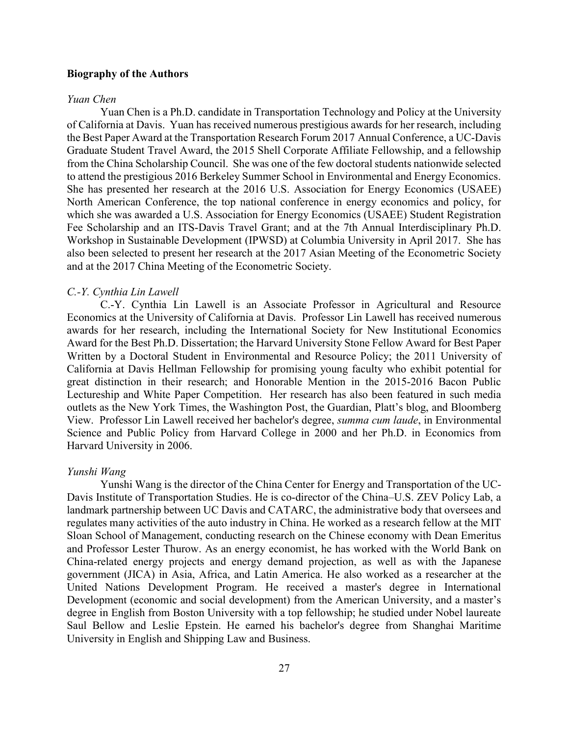**Biography of the Authors**

*Yuan Chen*

Yuan Chen is a Ph.D. candidate in Transportation Technology and Policy at the University of California at Davis. Yuan has received numerous prestigious awards for her research, including the Best Paper Award at the Transportation Research Forum 2017 Annual Conference, a UC-Davis Graduate Student Travel Award, the 2015 Shell Corporate Affiliate Fellowship, and a fellowship from the China Scholarship Council. She was one of the few doctoral students nationwide selected to attend the prestigious 2016 Berkeley Summer School in Environmental and Energy Economics. She has presented her research at the 2016 U.S. Association for Energy Economics (USAEE) North American Conference, the top national conference in energy economics and policy, for which she was awarded a U.S. Association for Energy Economics (USAEE) Student Registration Fee Scholarship and an ITS-Davis Travel Grant; and at the 7th Annual Interdisciplinary Ph.D. Workshop in Sustainable Development (IPWSD) at Columbia University in April 2017. She has also been selected to present her research at the 2017 Asian Meeting of the Econometric Society and at the 2017 China Meeting of the Econometric Society.

*C.-Y. Cynthia Lin Lawell*

C.-Y. Cynthia Lin Lawell is an Associate Professor in Agricultural and Resource Economics at the University of California at Davis. Professor Lin Lawell has received numerous awards for her research, including the International Society for New Institutional Economics Award for the Best Ph.D. Dissertation; the Harvard University Stone Fellow Award for Best Paper Written by a Doctoral Student in Environmental and Resource Policy; the 2011 University of California at Davis Hellman Fellowship for promising young faculty who exhibit potential for great distinction in their research; and Honorable Mention in the 2015-2016 Bacon Public Lectureship and White Paper Competition. Her research has also been featured in such media outlets as the New York Times, the Washington Post, the Guardian, Platt's blog, and Bloomberg View. Professor Lin Lawell received her bachelor's degree, *summa cum laude*, in Environmental Science and Public Policy from Harvard College in 2000 and her Ph.D. in Economics from Harvard University in 2006.

*Yunshi Wang*

Yunshi Wang is the director of the China Center for Energy and Transportation of the UC-Davis Institute of Transportation Studies. He is co-director of the China–U.S. ZEV Policy Lab, a landmark partnership between UC Davis and CATARC, the administrative body that oversees and regulates many activities of the auto industry in China. He worked as a research fellow at the MIT Sloan School of Management, conducting research on the Chinese economy with Dean Emeritus and Professor Lester Thurow. As an energy economist, he has worked with the World Bank on China-related energy projects and energy demand projection, as well as with the Japanese government (JICA) in Asia, Africa, and Latin America. He also worked as a researcher at the United Nations Development Program. He received a master's degree in International Development (economic and social development) from the American University, and a master's degree in English from Boston University with a top fellowship; he studied under Nobel laureate Saul Bellow and Leslie Epstein. He earned his bachelor's degree from Shanghai Maritime University in English and Shipping Law and Business.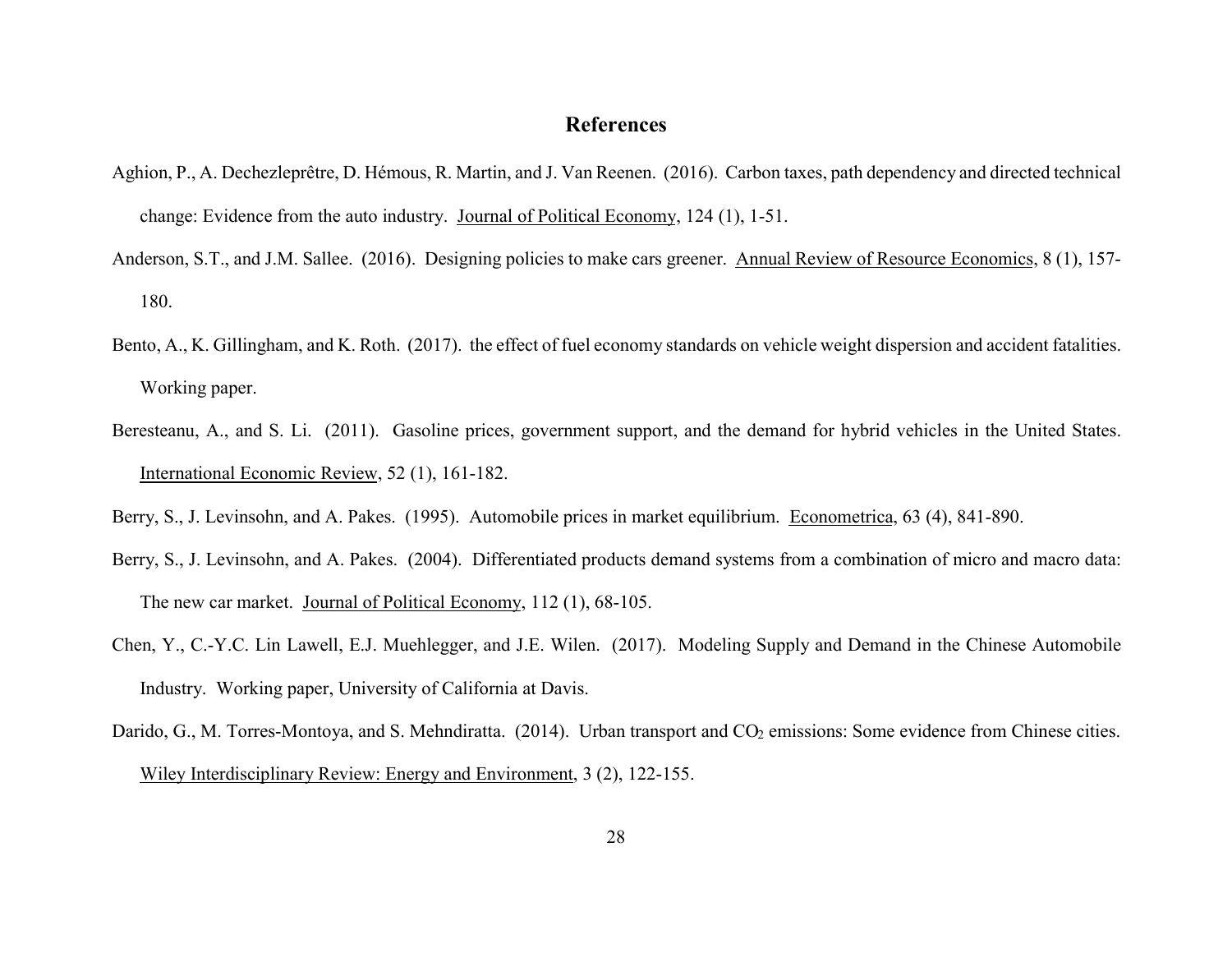## References

Aghion, P., A. Dechezleprêtre, D. Hémous, R. Martin, and J. Van Reenen. (2016). Carbon taxes, path dependency and directed technical change: Evidence from the auto industry. Journal of Political Economy, 124 (1), 1-51.

Anderson, S.T., and J.M. Sallee. (2016). Designing policies to make cars greener. Annual Review of Resource Economics, 8 (1), 157-180.

Bento, A., K. Gillingham, and K. Roth. (2017). the effect of fuel economy standards on vehicle weight dispersion and accident fatalities. Working paper.

Beresteanu, A., and S. Li. (2011). Gasoline prices, government support, and the demand for hybrid vehicles in the United States. International Economic Review, 52 (1), 161-182.

Berry, S., J. Levinsohn, and A. Pakes. (1995). Automobile prices in market equilibrium. Econometrica, 63 (4), 841-890.

Berry, S., J. Levinsohn, and A. Pakes. (2004). Differentiated products demand systems from a combination of micro and macro data: The new car market. Journal of Political Economy, 112 (1), 68-105.

Chen, Y., C.-Y.C. Lin Lawell, E.J. Muehlegger, and J.E. Wilen. (2017). Modeling Supply and Demand in the Chinese Automobile Industry. Working paper, University of California at Davis.

Darido, G., M. Torres-Montoya, and S. Mehndiratta. (2014). Urban transport and $CO_2$ emissions: Some evidence from Chinese cities. Wiley Interdisciplinary Review: Energy and Environment, 3 (2), 122-155.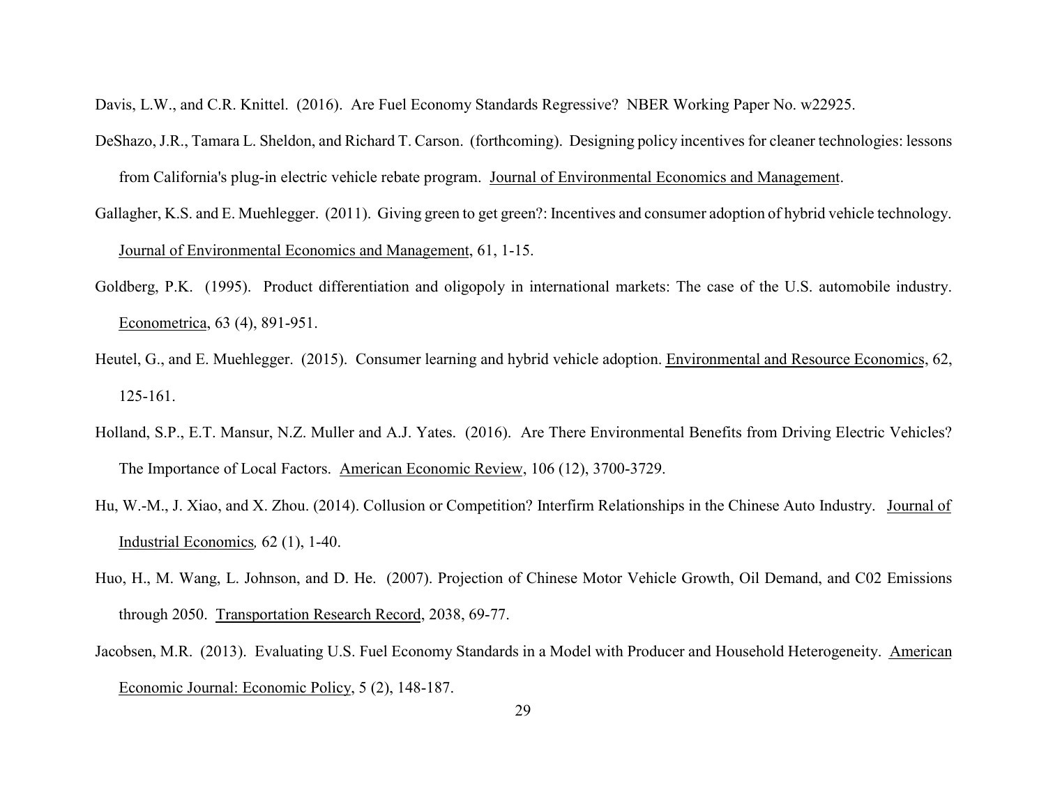Davis, L.W., and C.R. Knittel. (2016). Are Fuel Economy Standards Regressive? NBER Working Paper No. w22925.

DeShazo, J.R., Tamara L. Sheldon, and Richard T. Carson. (forthcoming). Designing policy incentives for cleaner technologies: lessons from California's plug-in electric vehicle rebate program. Journal of Environmental Economics and Management.

Gallagher, K.S. and E. Muehlegger. (2011). Giving green to get green?: Incentives and consumer adoption of hybrid vehicle technology. Journal of Environmental Economics and Management, 61, 1-15.

Goldberg, P.K. (1995). Product differentiation and oligopoly in international markets: The case of the U.S. automobile industry. Econometrica, 63 (4), 891-951.

Heutel, G., and E. Muehlegger. (2015). Consumer learning and hybrid vehicle adoption. Environmental and Resource Economics, 62, 125-161.

Holland, S.P., E.T. Mansur, N.Z. Muller and A.J. Yates. (2016). Are There Environmental Benefits from Driving Electric Vehicles? The Importance of Local Factors. American Economic Review, 106 (12), 3700-3729.

Hu, W.-M., J. Xiao, and X. Zhou. (2014). Collusion or Competition? Interfirm Relationships in the Chinese Auto Industry. Journal of Industrial Economics*,* 62 (1), 1-40.

Huo, H., M. Wang, L. Johnson, and D. He. (2007). Projection of Chinese Motor Vehicle Growth, Oil Demand, and C02 Emissions through 2050. Transportation Research Record, 2038, 69-77.

Jacobsen, M.R. (2013). Evaluating U.S. Fuel Economy Standards in a Model with Producer and Household Heterogeneity. American Economic Journal: Economic Policy, 5 (2), 148-187.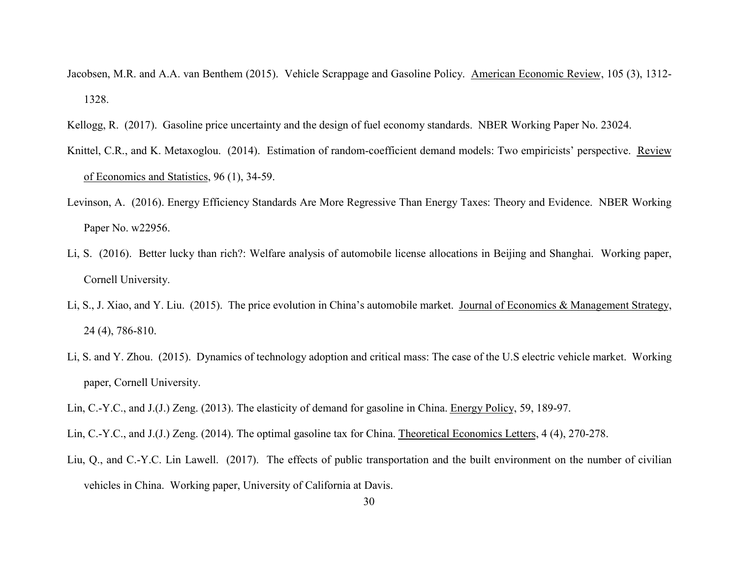Jacobsen, M.R. and A.A. van Benthem (2015). Vehicle Scrappage and Gasoline Policy. American Economic Review, 105 (3), 1312-1328.

Kellogg, R. (2017). Gasoline price uncertainty and the design of fuel economy standards. NBER Working Paper No. 23024.

Knittel, C.R., and K. Metaxoglou. (2014). Estimation of random-coefficient demand models: Two empiricists' perspective. Review of Economics and Statistics, 96 (1), 34-59.

Levinson, A. (2016). Energy Efficiency Standards Are More Regressive Than Energy Taxes: Theory and Evidence. NBER Working Paper No. w22956.

Li, S. (2016). Better lucky than rich?: Welfare analysis of automobile license allocations in Beijing and Shanghai. Working paper, Cornell University.

Li, S., J. Xiao, and Y. Liu. (2015). The price evolution in China's automobile market. Journal of Economics & Management Strategy, 24 (4), 786-810.

Li, S. and Y. Zhou. (2015). Dynamics of technology adoption and critical mass: The case of the U.S electric vehicle market. Working paper, Cornell University.

Lin, C.-Y.C., and J.(J.) Zeng. (2013). The elasticity of demand for gasoline in China. Energy Policy, 59, 189-97.

Lin, C.-Y.C., and J.(J.) Zeng. (2014). The optimal gasoline tax for China. Theoretical Economics Letters, 4 (4), 270-278.

Liu, Q., and C.-Y.C. Lin Lawell. (2017). The effects of public transportation and the built environment on the number of civilian vehicles in China. Working paper, University of California at Davis.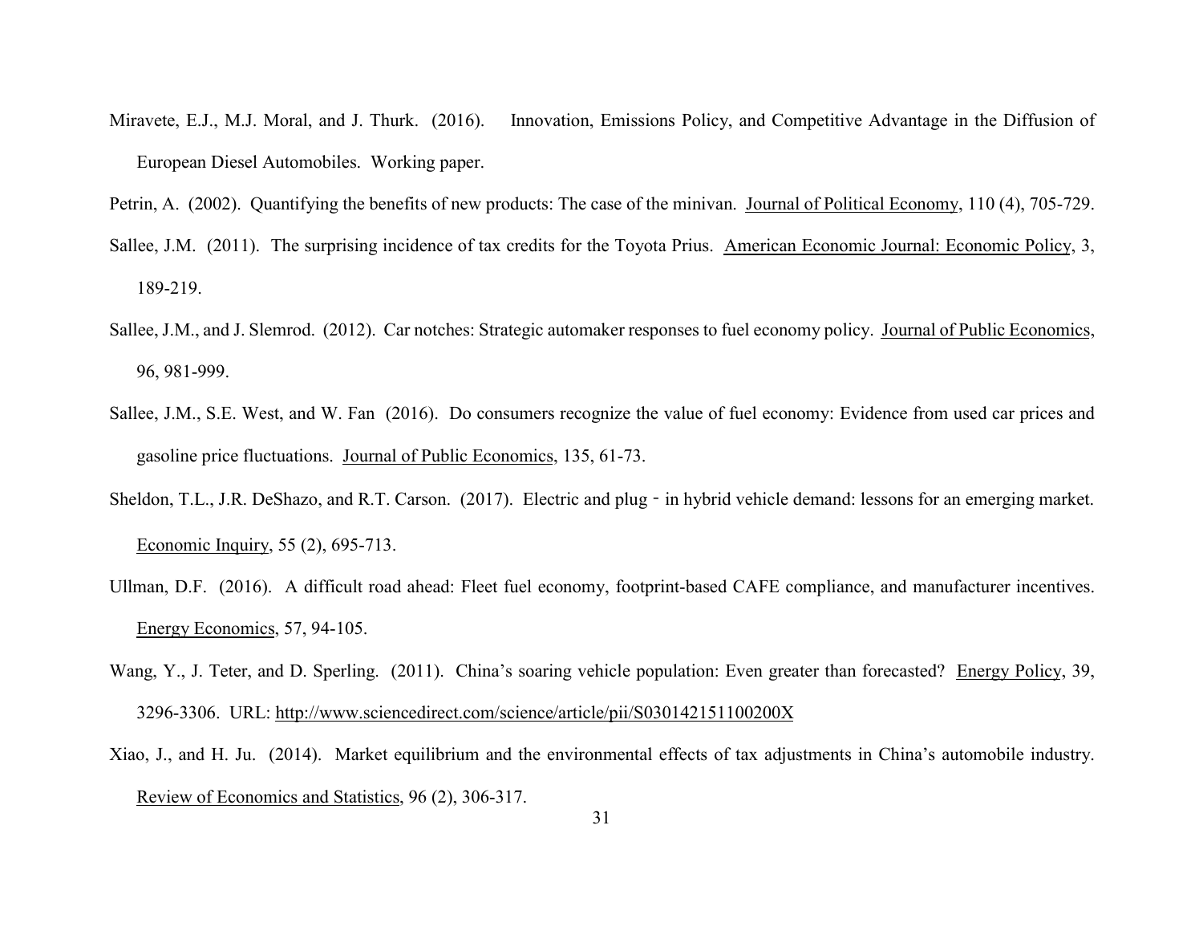Miravete, E.J., M.J. Moral, and J. Thurk. (2016). Innovation, Emissions Policy, and Competitive Advantage in the Diffusion of European Diesel Automobiles. Working paper.

Petrin, A. (2002). Quantifying the benefits of new products: The case of the minivan. Journal of Political Economy, 110 (4), 705-729.

Sallee, J.M. (2011). The surprising incidence of tax credits for the Toyota Prius. American Economic Journal: Economic Policy, 3, 189-219.

Sallee, J.M., and J. Slemrod. (2012). Car notches: Strategic automaker responses to fuel economy policy. Journal of Public Economics, 96, 981-999.

Sallee, J.M., S.E. West, and W. Fan (2016). Do consumers recognize the value of fuel economy: Evidence from used car prices and gasoline price fluctuations. Journal of Public Economics, 135, 61-73.

Sheldon, T.L., J.R. DeShazo, and R.T. Carson. (2017). Electric and plug‐in hybrid vehicle demand: lessons for an emerging market. Economic Inquiry, 55 (2), 695-713.

Ullman, D.F. (2016). A difficult road ahead: Fleet fuel economy, footprint-based CAFE compliance, and manufacturer incentives. Energy Economics, 57, 94-105.

Wang, Y., J. Teter, and D. Sperling. (2011). China's soaring vehicle population: Even greater than forecasted? Energy Policy, 39, 3296-3306. URL: http://www.sciencedirect.com/science/article/pii/S030142151100200X

Xiao, J., and H. Ju. (2014). Market equilibrium and the environmental effects of tax adjustments in China's automobile industry. Review of Economics and Statistics, 96 (2), 306-317.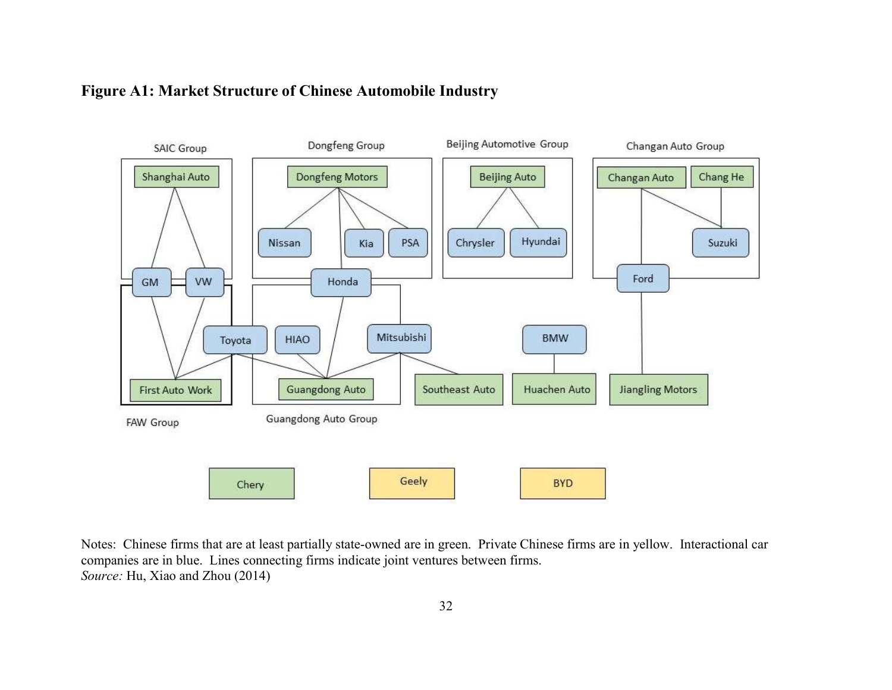**Figure A1: Market Structure of Chinese Automobile Industry**

Notes: Chinese firms that are at least partially state-owned are in green. Private Chinese firms are in yellow. Interactional car companies are in blue. Lines connecting firms indicate joint ventures between firms.
*Source:* Hu, Xiao and Zhou (2014)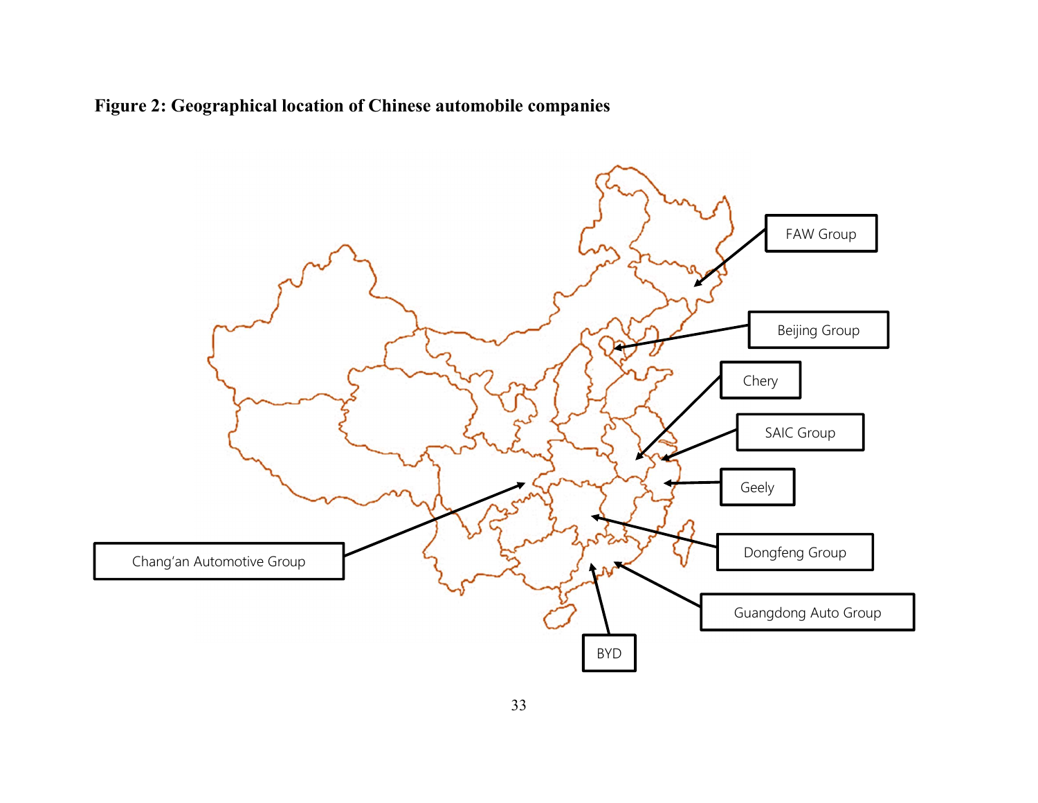**Figure 2: Geographical location of Chinese automobile companies**

FAW Group

Beijing Group

Chery

SAIC Group

Geely

Dongfeng Group

Guangdong Auto Group

BYD

Chang'an Automotive Group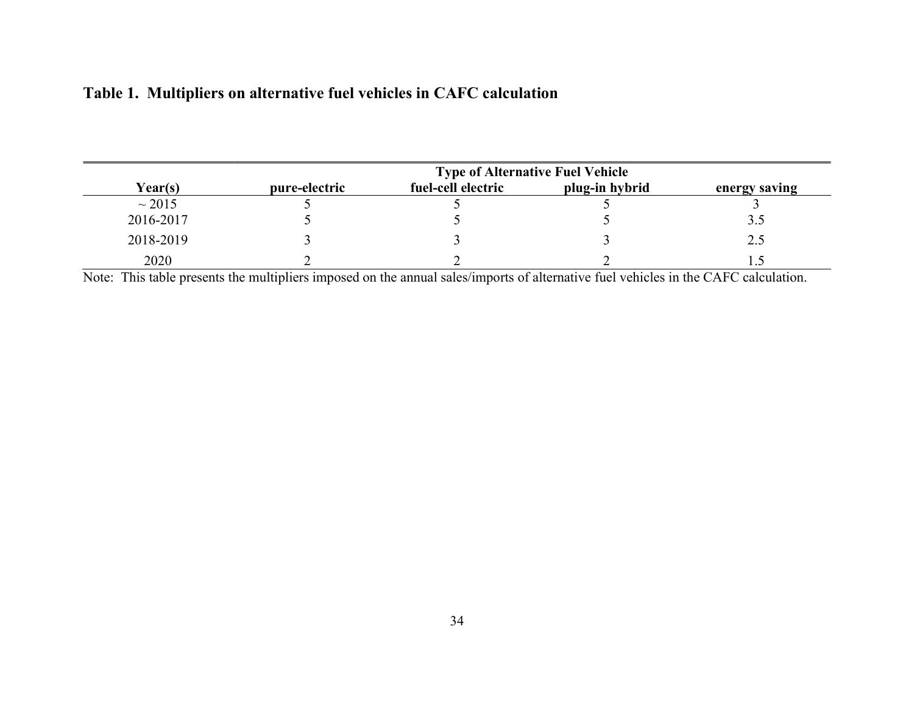**Table 1. Multipliers on alternative fuel vehicles in CAFC calculation**

| Year(s) | Type of Alternative Fuel Vehicle | | | |
|---|---|---|---|---|
| | pure-electric | fuel-cell electric | plug-in hybrid | energy saving |
| ~ 2015 | 5 | 5 | 5 | 3 |
| 2016-2017 | 5 | 5 | 5 | 3.5 |
| 2018-2019 | 3 | 3 | 3 | 2.5 |
| 2020 | 2 | 2 | 2 | 1.5 |

Note: This table presents the multipliers imposed on the annual sales/imports of alternative fuel vehicles in the CAFC calculation.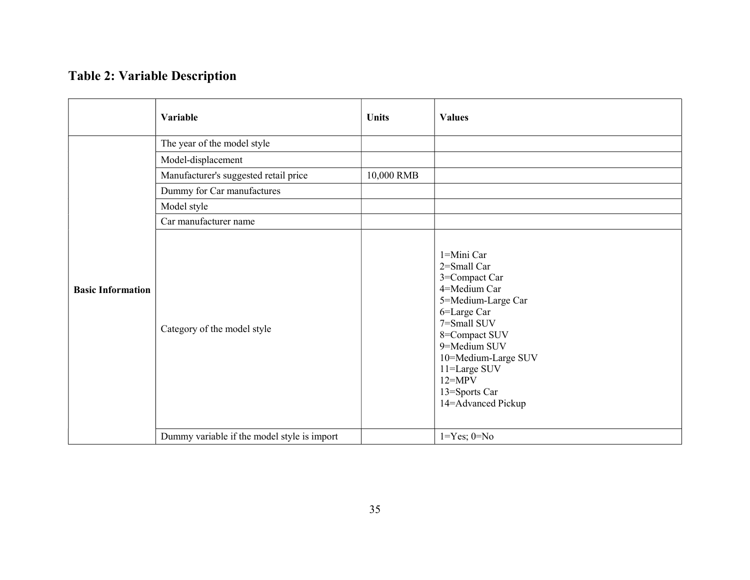## Table 2: Variable Description

| | Variable | Units | Values |
|---|---|---|---|
| Basic Information | The year of the model style | | |
| | Model-displacement | | |
| | Manufacturer's suggested retail price | 10,000 RMB | |
| | Dummy for Car manufactures | | |
| | Model style | | |
| | Car manufacturer name | | |
| | Category of the model style | | 1=Mini Car<br>2=Small Car<br>3=Compact Car<br>4=Medium Car<br>5=Medium-Large Car<br>6=Large Car<br>7=Small SUV<br>8=Compact SUV<br>9=Medium SUV<br>10=Medium-Large SUV<br>11=Large SUV<br>12=MPV<br>13=Sports Car<br>14=Advanced Pickup |
| | Dummy variable if the model style is import | | 1=Yes; 0=No |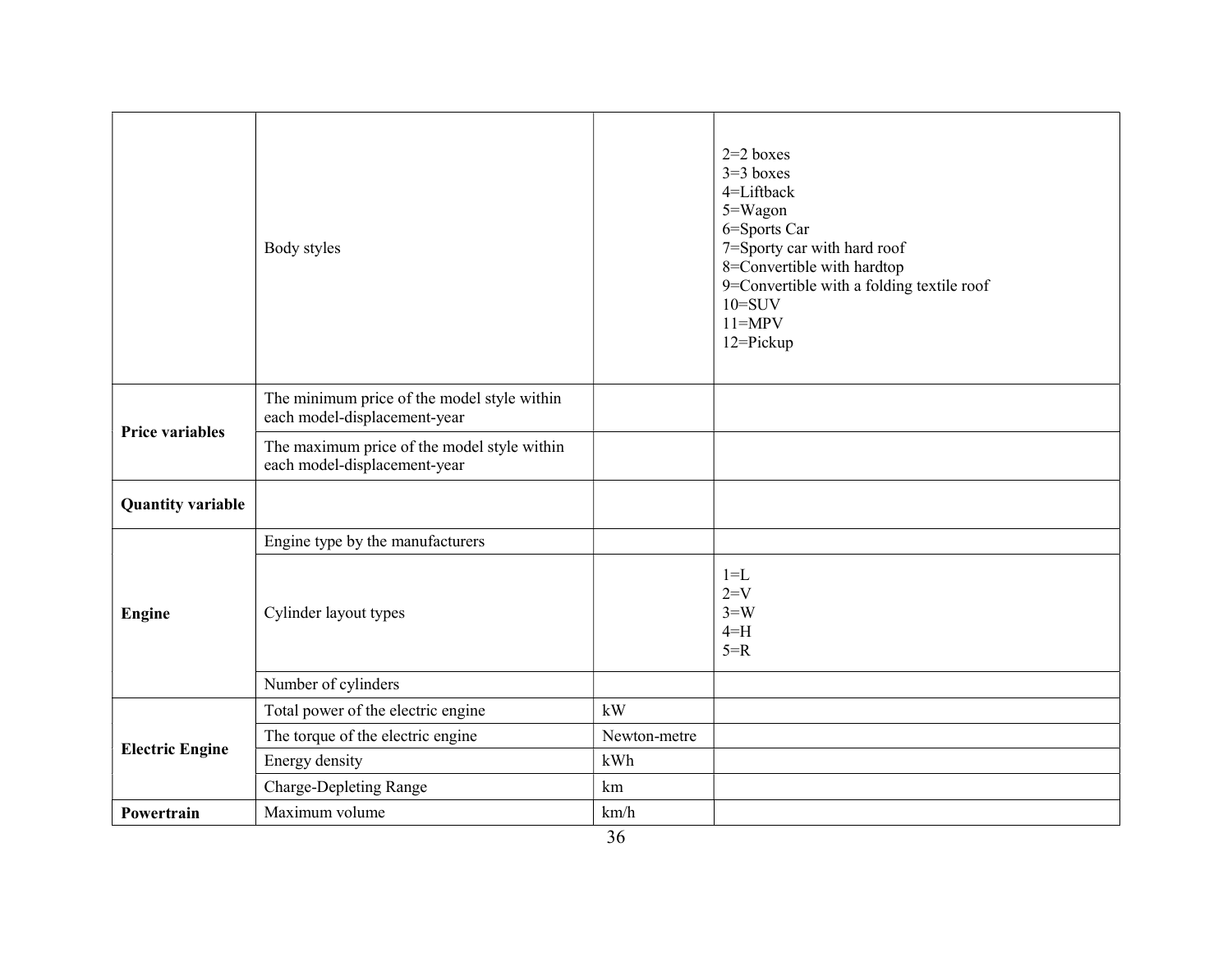| | | | |
|---|---|---|---|
| | Body styles | | 2=2 boxes<br>3=3 boxes<br>4=Liftback<br>5=Wagon<br>6=Sports Car<br>7=Sporty car with hard roof<br>8=Convertible with hardtop<br>9=Convertible with a folding textile roof<br>10=SUV<br>11=MPV<br>12=Pickup |
| **Price variables** | The minimum price of the model style within each model-displacement-year | | |
| | The maximum price of the model style within each model-displacement-year | | |
| **Quantity variable** | | | |
| **Engine** | Engine type by the manufacturers | | |
| | Cylinder layout types | | 1=L<br>2=V<br>3=W<br>4=H<br>5=R |
| | Number of cylinders | | |
| **Electric Engine** | Total power of the electric engine | kW | |
| | The torque of the electric engine | Newton-metre | |
| | Energy density | kWh | |
| | Charge-Depleting Range | km | |
| **Powertrain** | Maximum volume | km/h | |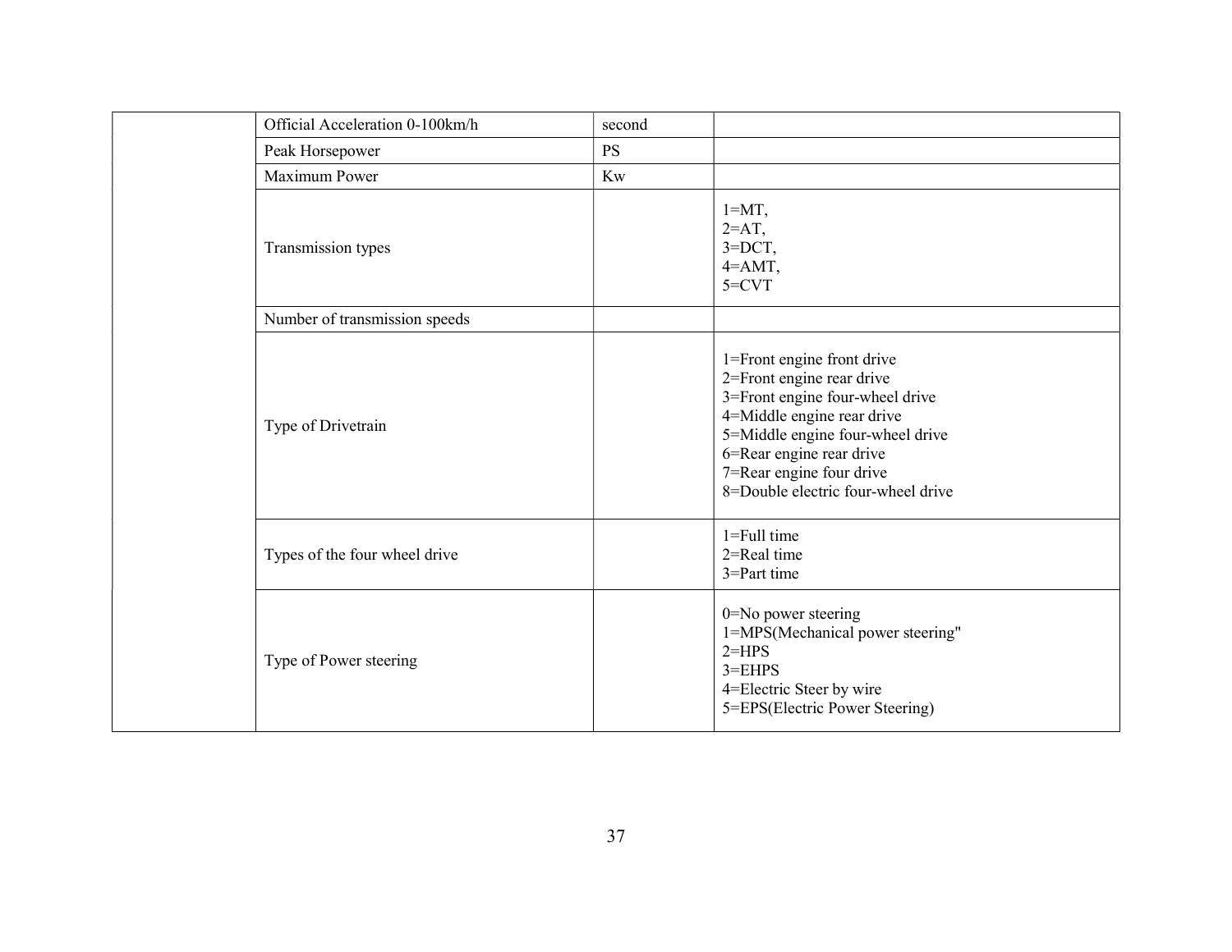| | | | |
|---|---|---|---|
| | Official Acceleration 0-100km/h | second | |
| | Peak Horsepower | PS | |
| | Maximum Power | Kw | |
| | Transmission types | | 1=MT,<br>2=AT,<br>3=DCT,<br>4=AMT,<br>5=CVT |
| | Number of transmission speeds | | |
| | Type of Drivetrain | | 1=Front engine front drive<br>2=Front engine rear drive<br>3=Front engine four-wheel drive<br>4=Middle engine rear drive<br>5=Middle engine four-wheel drive<br>6=Rear engine rear drive<br>7=Rear engine four drive<br>8=Double electric four-wheel drive |
| | Types of the four wheel drive | | 1=Full time<br>2=Real time<br>3=Part time |
| | Type of Power steering | | 0=No power steering<br>1=MPS(Mechanical power steering"<br>2=HPS<br>3=EHPS<br>4=Electric Steer by wire<br>5=EPS(Electric Power Steering) |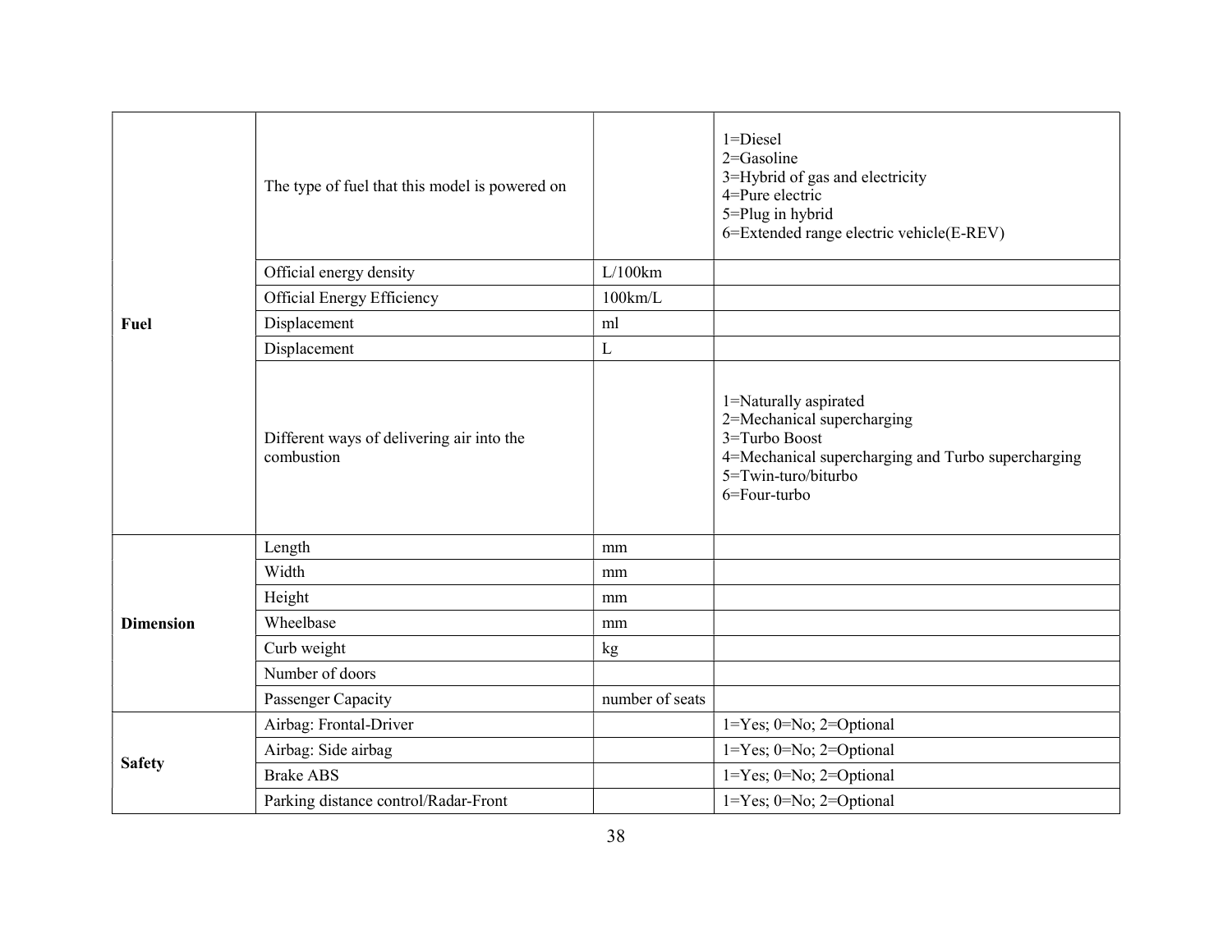| | | | |
|---|---|---|---|
| **Fuel** | The type of fuel that this model is powered on | | 1=Diesel<br>2=Gasoline<br>3=Hybrid of gas and electricity<br>4=Pure electric<br>5=Plug in hybrid<br>6=Extended range electric vehicle(E-REV) |
| | Official energy density | L/100km | |
| | Official Energy Efficiency | 100km/L | |
| | Displacement | ml | |
| | Displacement | L | |
| | Different ways of delivering air into the combustion | | 1=Naturally aspirated<br>2=Mechanical supercharging<br>3=Turbo Boost<br>4=Mechanical supercharging and Turbo supercharging<br>5=Twin-turo/biturbo<br>6=Four-turbo |
| **Dimension** | Length | mm | |
| | Width | mm | |
| | Height | mm | |
| | Wheelbase | mm | |
| | Curb weight | kg | |
| | Number of doors | | |
| | Passenger Capacity | number of seats | |
| **Safety** | Airbag: Frontal-Driver | | 1=Yes; 0=No; 2=Optional |
| | Airbag: Side airbag | | 1=Yes; 0=No; 2=Optional |
| | Brake ABS | | 1=Yes; 0=No; 2=Optional |
| | Parking distance control/Radar-Front | | 1=Yes; 0=No; 2=Optional |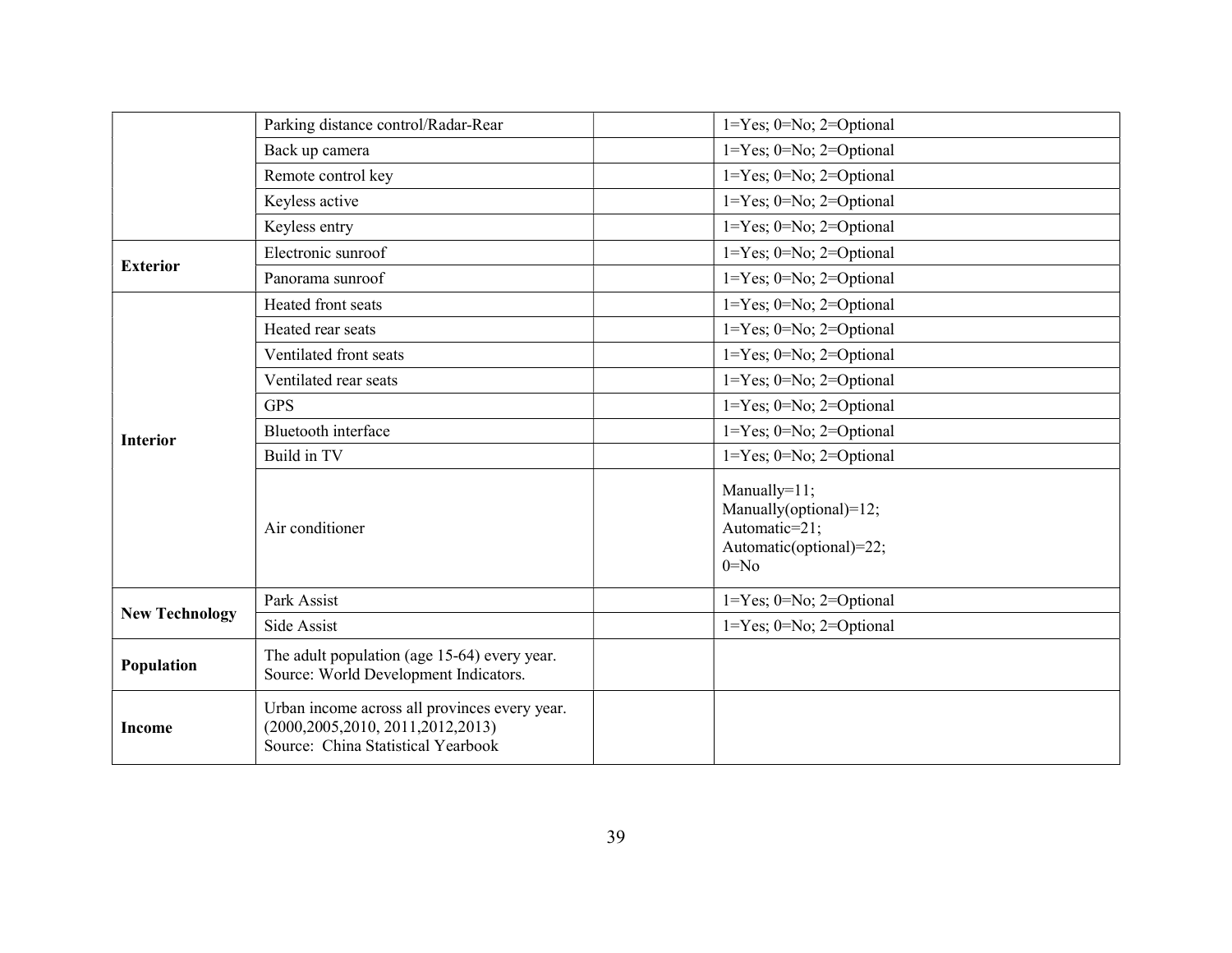| | | | |
|---|---|---|---|
| | Parking distance control/Radar-Rear | | 1=Yes; 0=No; 2=Optional |
| | Back up camera | | 1=Yes; 0=No; 2=Optional |
| | Remote control key | | 1=Yes; 0=No; 2=Optional |
| | Keyless active | | 1=Yes; 0=No; 2=Optional |
| | Keyless entry | | 1=Yes; 0=No; 2=Optional |
| **Exterior** | Electronic sunroof | | 1=Yes; 0=No; 2=Optional |
| | Panorama sunroof | | 1=Yes; 0=No; 2=Optional |
| **Interior** | Heated front seats | | 1=Yes; 0=No; 2=Optional |
| | Heated rear seats | | 1=Yes; 0=No; 2=Optional |
| | Ventilated front seats | | 1=Yes; 0=No; 2=Optional |
| | Ventilated rear seats | | 1=Yes; 0=No; 2=Optional |
| | GPS | | 1=Yes; 0=No; 2=Optional |
| | Bluetooth interface | | 1=Yes; 0=No; 2=Optional |
| | Build in TV | | 1=Yes; 0=No; 2=Optional |
| | Air conditioner | | Manually=11; Manually(optional)=12; Automatic=21; Automatic(optional)=22; 0=No |
| **New Technology** | Park Assist | | 1=Yes; 0=No; 2=Optional |
| | Side Assist | | 1=Yes; 0=No; 2=Optional |
| **Population** | The adult population (age 15-64) every year. Source: World Development Indicators. | | |
| **Income** | Urban income across all provinces every year. (2000,2005,2010, 2011,2012,2013) Source: China Statistical Yearbook | | |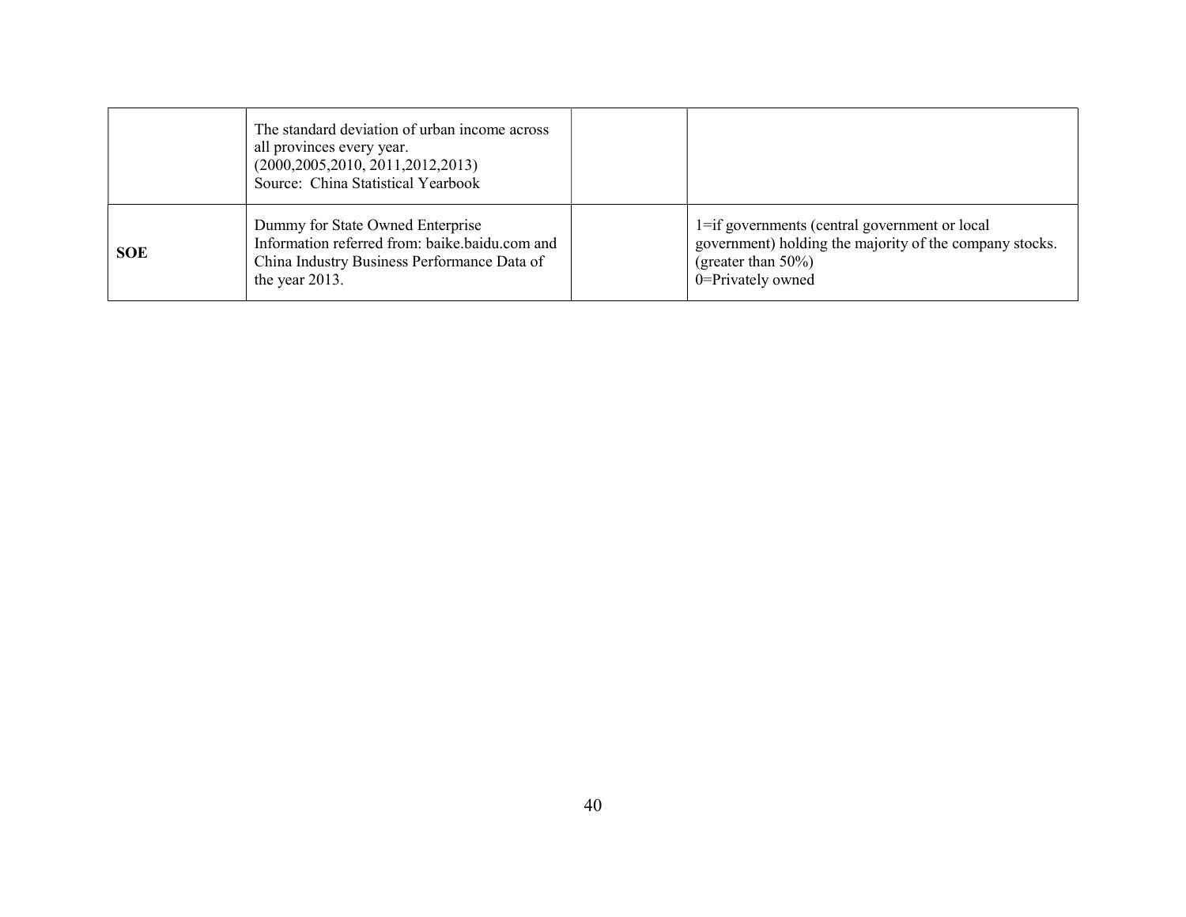| | | | |
|---|---|---|---|
| | The standard deviation of urban income across all provinces every year. (2000,2005,2010, 2011,2012,2013) Source: China Statistical Yearbook | | |
| **SOE** | Dummy for State Owned Enterprise Information referred from: baike.baidu.com and China Industry Business Performance Data of the year 2013. | | 1=if governments (central government or local government) holding the majority of the company stocks. (greater than 50%) 0=Privately owned |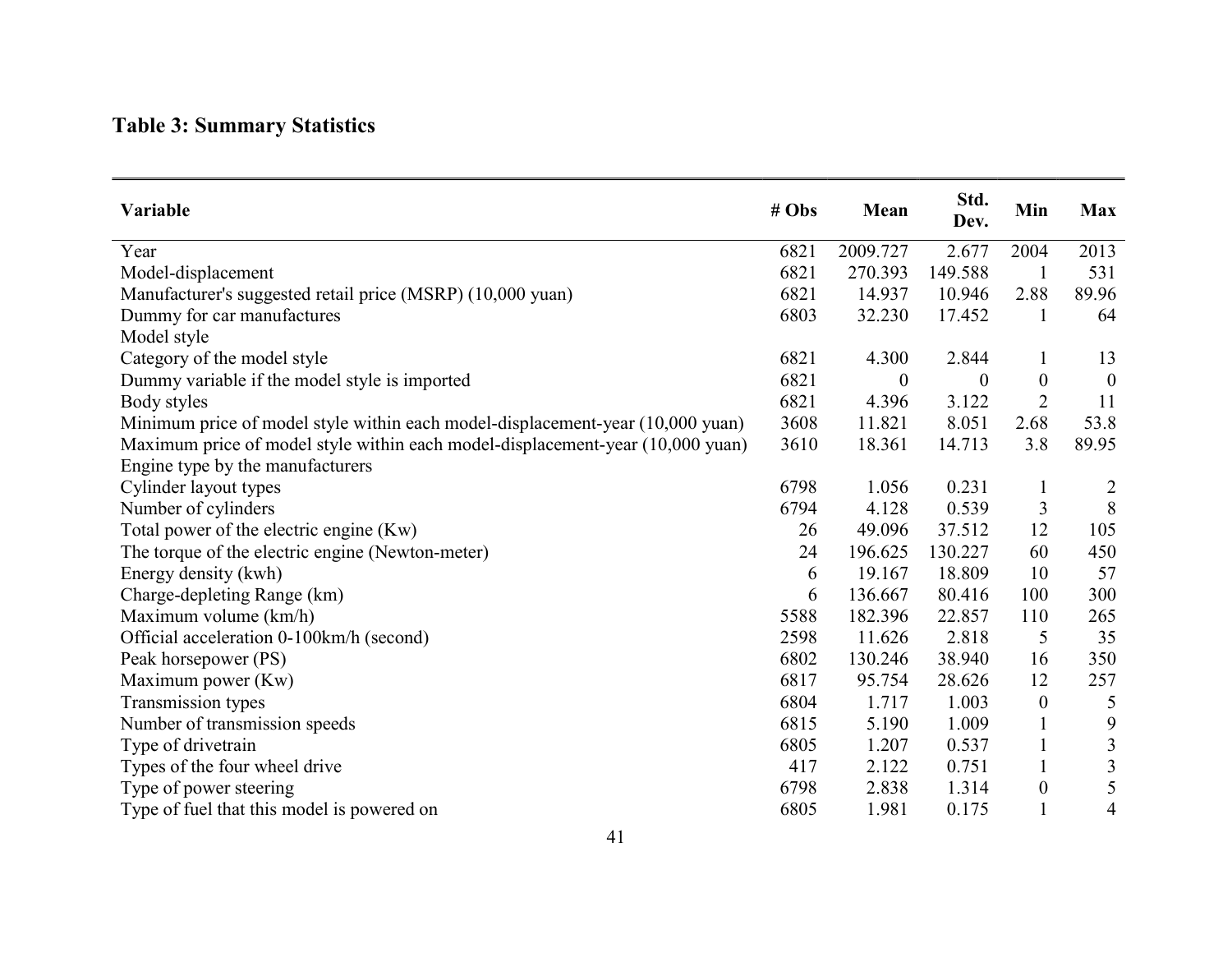**Table 3: Summary Statistics**

| Variable | # Obs | Mean | Std. Dev. | Min | Max |
|---|---|---|---|---|---|
| Year | 6821 | 2009.727 | 2.677 | 2004 | 2013 |
| Model-displacement | 6821 | 270.393 | 149.588 | 1 | 531 |
| Manufacturer's suggested retail price (MSRP) (10,000 yuan) | 6821 | 14.937 | 10.946 | 2.88 | 89.96 |
| Dummy for car manufactures | 6803 | 32.230 | 17.452 | 1 | 64 |
| Model style | | | | | |
| Category of the model style | 6821 | 4.300 | 2.844 | 1 | 13 |
| Dummy variable if the model style is imported | 6821 | 0 | 0 | 0 | 0 |
| Body styles | 6821 | 4.396 | 3.122 | 2 | 11 |
| Minimum price of model style within each model-displacement-year (10,000 yuan) | 3608 | 11.821 | 8.051 | 2.68 | 53.8 |
| Maximum price of model style within each model-displacement-year (10,000 yuan) | 3610 | 18.361 | 14.713 | 3.8 | 89.95 |
| Engine type by the manufacturers | | | | | |
| Cylinder layout types | 6798 | 1.056 | 0.231 | 1 | 2 |
| Number of cylinders | 6794 | 4.128 | 0.539 | 3 | 8 |
| Total power of the electric engine (Kw) | 26 | 49.096 | 37.512 | 12 | 105 |
| The torque of the electric engine (Newton-meter) | 24 | 196.625 | 130.227 | 60 | 450 |
| Energy density (kwh) | 6 | 19.167 | 18.809 | 10 | 57 |
| Charge-depleting Range (km) | 6 | 136.667 | 80.416 | 100 | 300 |
| Maximum volume (km/h) | 5588 | 182.396 | 22.857 | 110 | 265 |
| Official acceleration 0-100km/h (second) | 2598 | 11.626 | 2.818 | 5 | 35 |
| Peak horsepower (PS) | 6802 | 130.246 | 38.940 | 16 | 350 |
| Maximum power (Kw) | 6817 | 95.754 | 28.626 | 12 | 257 |
| Transmission types | 6804 | 1.717 | 1.003 | 0 | 5 |
| Number of transmission speeds | 6815 | 5.190 | 1.009 | 1 | 9 |
| Type of drivetrain | 6805 | 1.207 | 0.537 | 1 | 3 |
| Types of the four wheel drive | 417 | 2.122 | 0.751 | 1 | 3 |
| Type of power steering | 6798 | 2.838 | 1.314 | 0 | 5 |
| Type of fuel that this model is powered on | 6805 | 1.981 | 0.175 | 1 | 4 |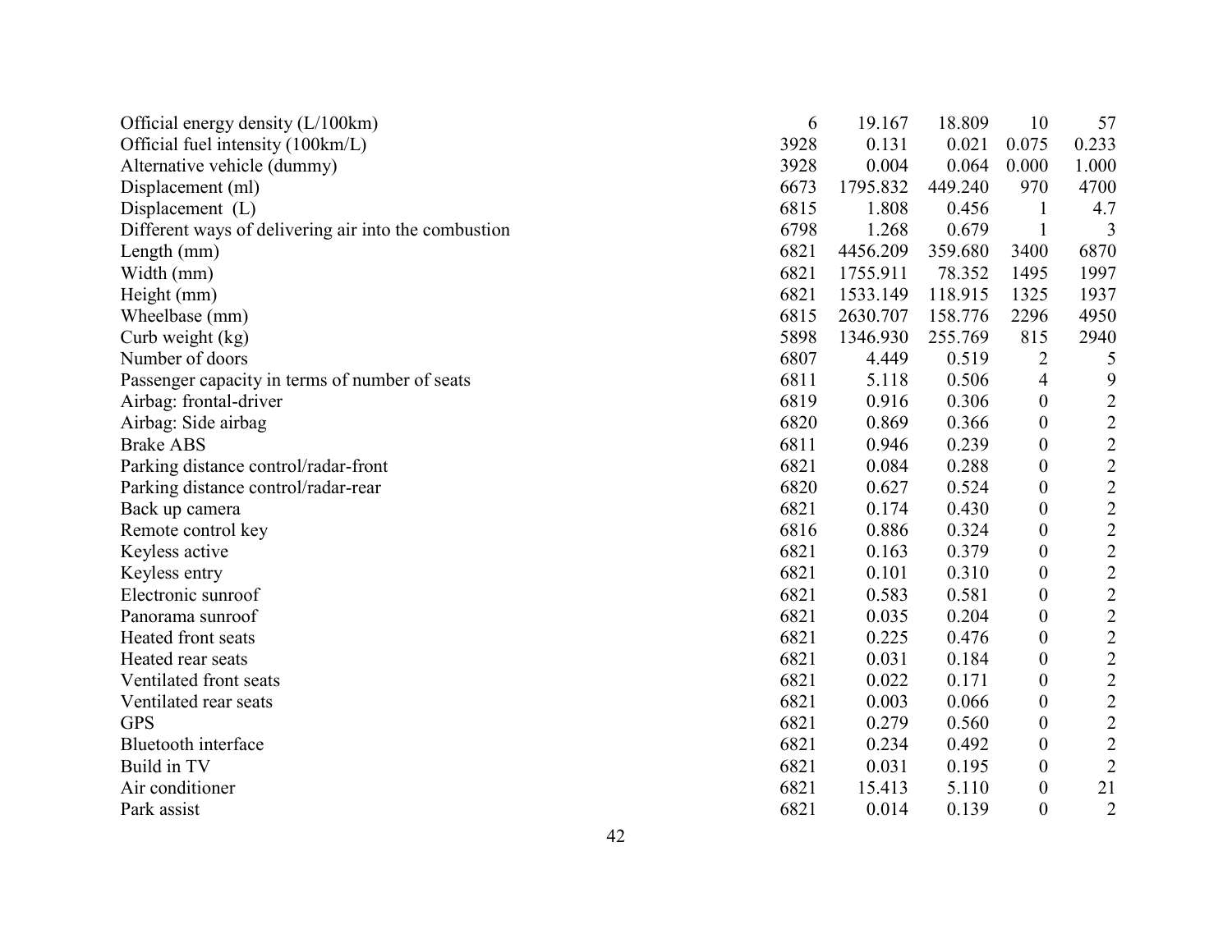| | | | | | |
|---|---|---|---|---|---|
| Official energy density (L/100km) | 6 | 19.167 | 18.809 | 10 | 57 |
| Official fuel intensity (100km/L) | 3928 | 0.131 | 0.021 | 0.075 | 0.233 |
| Alternative vehicle (dummy) | 3928 | 0.004 | 0.064 | 0.000 | 1.000 |
| Displacement (ml) | 6673 | 1795.832 | 449.240 | 970 | 4700 |
| Displacement (L) | 6815 | 1.808 | 0.456 | 1 | 4.7 |
| Different ways of delivering air into the combustion | 6798 | 1.268 | 0.679 | 1 | 3 |
| Length (mm) | 6821 | 4456.209 | 359.680 | 3400 | 6870 |
| Width (mm) | 6821 | 1755.911 | 78.352 | 1495 | 1997 |
| Height (mm) | 6821 | 1533.149 | 118.915 | 1325 | 1937 |
| Wheelbase (mm) | 6815 | 2630.707 | 158.776 | 2296 | 4950 |
| Curb weight (kg) | 5898 | 1346.930 | 255.769 | 815 | 2940 |
| Number of doors | 6807 | 4.449 | 0.519 | 2 | 5 |
| Passenger capacity in terms of number of seats | 6811 | 5.118 | 0.506 | 4 | 9 |
| Airbag: frontal-driver | 6819 | 0.916 | 0.306 | 0 | 2 |
| Airbag: Side airbag | 6820 | 0.869 | 0.366 | 0 | 2 |
| Brake ABS | 6811 | 0.946 | 0.239 | 0 | 2 |
| Parking distance control/radar-front | 6821 | 0.084 | 0.288 | 0 | 2 |
| Parking distance control/radar-rear | 6820 | 0.627 | 0.524 | 0 | 2 |
| Back up camera | 6821 | 0.174 | 0.430 | 0 | 2 |
| Remote control key | 6816 | 0.886 | 0.324 | 0 | 2 |
| Keyless active | 6821 | 0.163 | 0.379 | 0 | 2 |
| Keyless entry | 6821 | 0.101 | 0.310 | 0 | 2 |
| Electronic sunroof | 6821 | 0.583 | 0.581 | 0 | 2 |
| Panorama sunroof | 6821 | 0.035 | 0.204 | 0 | 2 |
| Heated front seats | 6821 | 0.225 | 0.476 | 0 | 2 |
| Heated rear seats | 6821 | 0.031 | 0.184 | 0 | 2 |
| Ventilated front seats | 6821 | 0.022 | 0.171 | 0 | 2 |
| Ventilated rear seats | 6821 | 0.003 | 0.066 | 0 | 2 |
| GPS | 6821 | 0.279 | 0.560 | 0 | 2 |
| Bluetooth interface | 6821 | 0.234 | 0.492 | 0 | 2 |
| Build in TV | 6821 | 0.031 | 0.195 | 0 | 2 |
| Air conditioner | 6821 | 15.413 | 5.110 | 0 | 21 |
| Park assist | 6821 | 0.014 | 0.139 | 0 | 2 |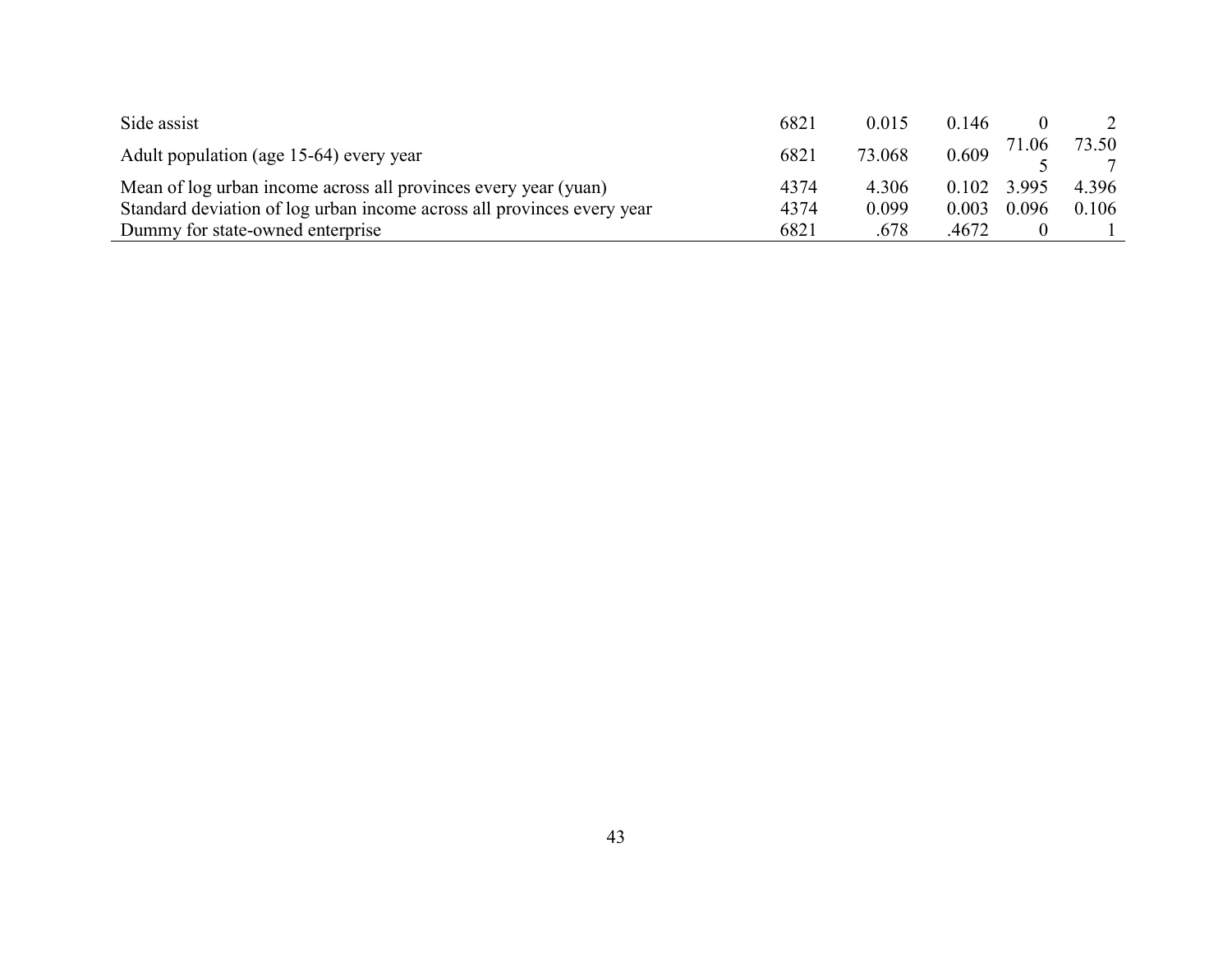| | | | | | |
|---|---|---|---|---|---|
| Side assist | 6821 | 0.015 | 0.146 | 0 | 2 |
| Adult population (age 15-64) every year | 6821 | 73.068 | 0.609 | 71.065 | 73.507 |
| Mean of log urban income across all provinces every year (yuan) | 4374 | 4.306 | 0.102 | 3.995 | 4.396 |
| Standard deviation of log urban income across all provinces every year | 4374 | 0.099 | 0.003 | 0.096 | 0.106 |
| Dummy for state-owned enterprise | 6821 | .678 | .4672 | 0 | 1 |